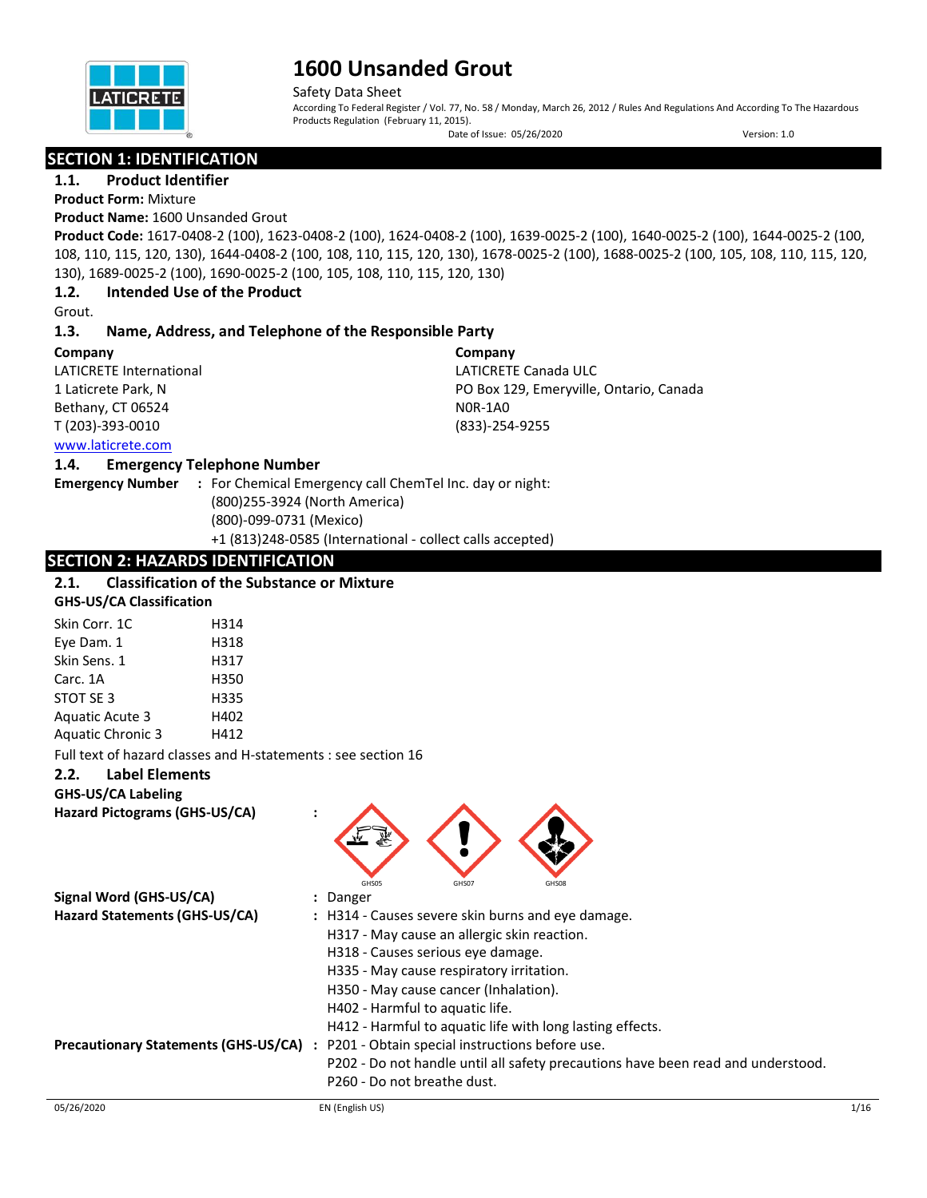# 1600 Unsanded Grout

Safety Data Sheet

According To Federal Register / Vol. 77, No. 58 / Monday, March 26, 2012 / Rules And Regulations And According To The Hazardous Products Regulation (February 11, 2015).

Date of Issue: 05/26/2020 Version: 1.0

## SECTION 1: IDENTIFICATION

### 1.1. Product Identifier

**Product Form:** Mixture

**Product Name:** 1600 Unsanded Grout

**Product Code:** 1617-0408-2 (100), 1623-0408-2 (100), 1624-0408-2 (100), 1639-0025-2 (100), 1640-0025-2 (100), 1644-0025-2 (100, 108, 110, 115, 120, 130), 1644-0408-2 (100, 108, 110, 115, 120, 130), 1678-0025-2 (100), 1688-0025-2 (100, 105, 108, 110, 115, 120, 130), 1689-0025-2 (100), 1690-0025-2 (100, 105, 108, 110, 115, 120, 130)

### 1.2. Intended Use of the Product

Grout.

### 1.3. Name, Address, and Telephone of the Responsible Party

**Company**
LATICRETE International
1 Laticrete Park, N
Bethany, CT 06524
T (203)-393-0010
www.laticrete.com

**Company**
LATICRETE Canada ULC
PO Box 129, Emeryville, Ontario, Canada
N0R-1A0
(833)-254-9255

### 1.4. Emergency Telephone Number

**Emergency Number** : For Chemical Emergency call ChemTel Inc. day or night:
(800)255-3924 (North America)
(800)-099-0731 (Mexico)
+1 (813)248-0585 (International - collect calls accepted)

## SECTION 2: HAZARDS IDENTIFICATION

### 2.1. Classification of the Substance or Mixture

**GHS-US/CA Classification**

| | |
|---|---|
| Skin Corr. 1C | H314 |
| Eye Dam. 1 | H318 |
| Skin Sens. 1 | H317 |
| Carc. 1A | H350 |
| STOT SE 3 | H335 |
| Aquatic Acute 3 | H402 |
| Aquatic Chronic 3 | H412 |

Full text of hazard classes and H-statements : see section 16

### 2.2. Label Elements

**GHS-US/CA Labeling**

**Hazard Pictograms (GHS-US/CA)** : GHS05 GHS07 GHS08

**Signal Word (GHS-US/CA)** : Danger

**Hazard Statements (GHS-US/CA)** : H314 - Causes severe skin burns and eye damage.
H317 - May cause an allergic skin reaction.
H318 - Causes serious eye damage.
H335 - May cause respiratory irritation.
H350 - May cause cancer (Inhalation).
H402 - Harmful to aquatic life.
H412 - Harmful to aquatic life with long lasting effects.

**Precautionary Statements (GHS-US/CA)** : P201 - Obtain special instructions before use.
P202 - Do not handle until all safety precautions have been read and understood.
P260 - Do not breathe dust.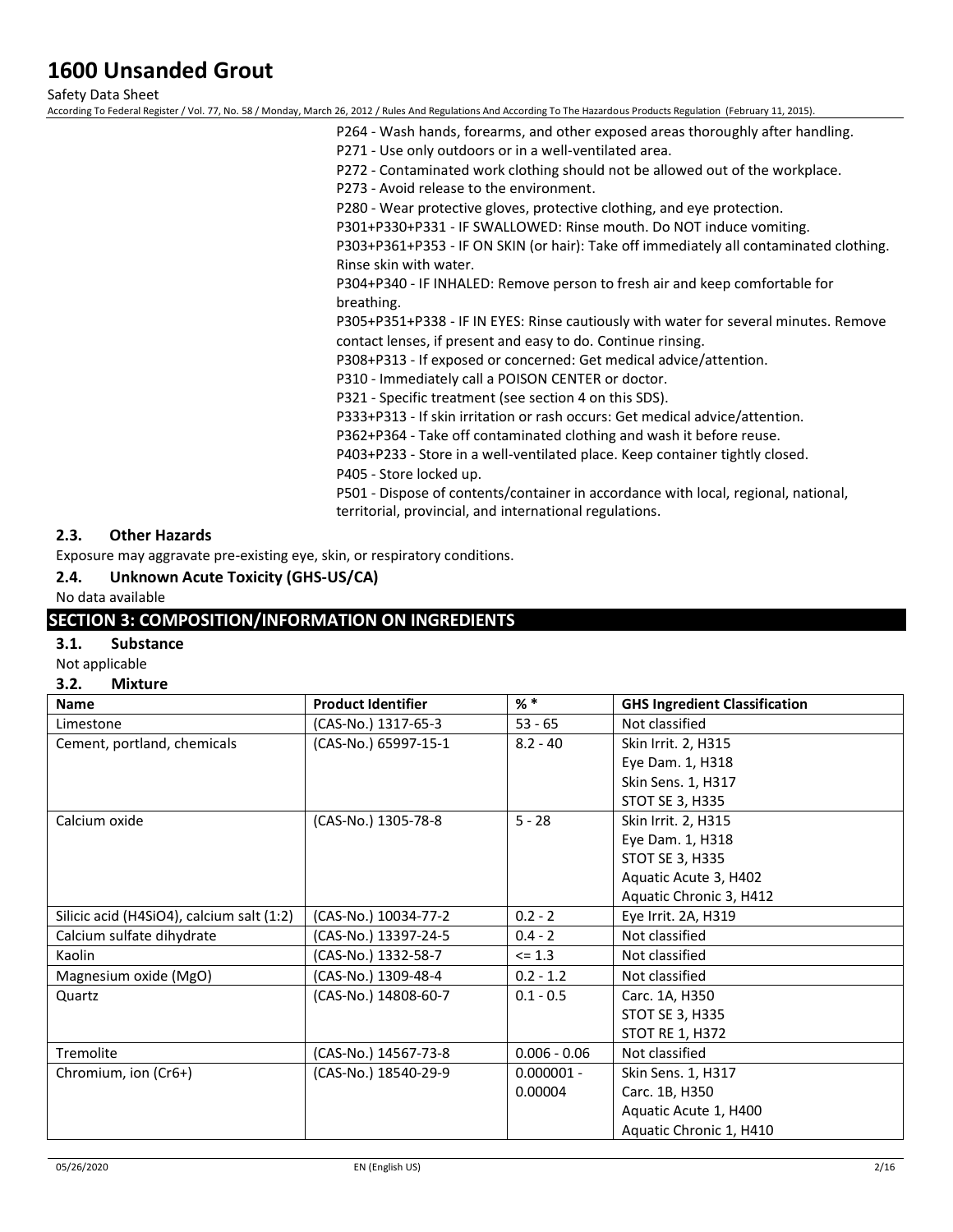P264 - Wash hands, forearms, and other exposed areas thoroughly after handling.
P271 - Use only outdoors or in a well-ventilated area.
P272 - Contaminated work clothing should not be allowed out of the workplace.
P273 - Avoid release to the environment.
P280 - Wear protective gloves, protective clothing, and eye protection.
P301+P330+P331 - IF SWALLOWED: Rinse mouth. Do NOT induce vomiting.
P303+P361+P353 - IF ON SKIN (or hair): Take off immediately all contaminated clothing. Rinse skin with water.
P304+P340 - IF INHALED: Remove person to fresh air and keep comfortable for breathing.
P305+P351+P338 - IF IN EYES: Rinse cautiously with water for several minutes. Remove contact lenses, if present and easy to do. Continue rinsing.
P308+P313 - If exposed or concerned: Get medical advice/attention.
P310 - Immediately call a POISON CENTER or doctor.
P321 - Specific treatment (see section 4 on this SDS).
P333+P313 - If skin irritation or rash occurs: Get medical advice/attention.
P362+P364 - Take off contaminated clothing and wash it before reuse.
P403+P233 - Store in a well-ventilated place. Keep container tightly closed.
P405 - Store locked up.
P501 - Dispose of contents/container in accordance with local, regional, national, territorial, provincial, and international regulations.

### 2.3. Other Hazards

Exposure may aggravate pre-existing eye, skin, or respiratory conditions.

### 2.4. Unknown Acute Toxicity (GHS-US/CA)

No data available

## SECTION 3: COMPOSITION/INFORMATION ON INGREDIENTS

### 3.1. Substance

Not applicable

### 3.2. Mixture

| Name | Product Identifier | % * | GHS Ingredient Classification |
|---|---|---|---|
| Limestone | (CAS-No.) 1317-65-3 | 53 - 65 | Not classified |
| Cement, portland, chemicals | (CAS-No.) 65997-15-1 | 8.2 - 40 | Skin Irrit. 2, H315<br>Eye Dam. 1, H318<br>Skin Sens. 1, H317<br>STOT SE 3, H335 |
| Calcium oxide | (CAS-No.) 1305-78-8 | 5 - 28 | Skin Irrit. 2, H315<br>Eye Dam. 1, H318<br>STOT SE 3, H335<br>Aquatic Acute 3, H402<br>Aquatic Chronic 3, H412 |
| Silicic acid (H4SiO4), calcium salt (1:2) | (CAS-No.) 10034-77-2 | 0.2 - 2 | Eye Irrit. 2A, H319 |
| Calcium sulfate dihydrate | (CAS-No.) 13397-24-5 | 0.4 - 2 | Not classified |
| Kaolin | (CAS-No.) 1332-58-7 | <= 1.3 | Not classified |
| Magnesium oxide (MgO) | (CAS-No.) 1309-48-4 | 0.2 - 1.2 | Not classified |
| Quartz | (CAS-No.) 14808-60-7 | 0.1 - 0.5 | Carc. 1A, H350<br>STOT SE 3, H335<br>STOT RE 1, H372 |
| Tremolite | (CAS-No.) 14567-73-8 | 0.006 - 0.06 | Not classified |
| Chromium, ion (Cr6+) | (CAS-No.) 18540-29-9 | 0.000001 - 0.00004 | Skin Sens. 1, H317<br>Carc. 1B, H350<br>Aquatic Acute 1, H400<br>Aquatic Chronic 1, H410 |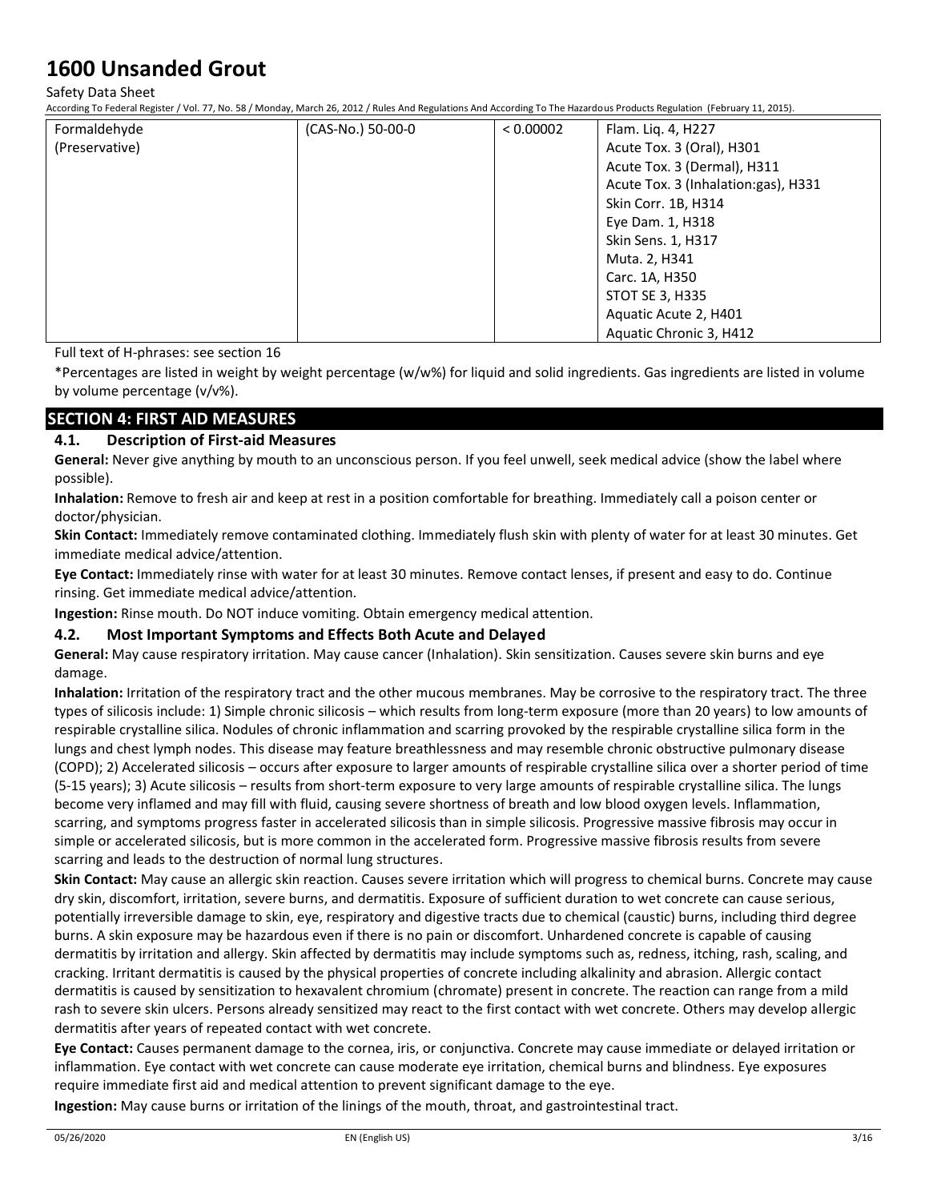| | | | |
|---|---|---|---|
| Formaldehyde (Preservative) | (CAS-No.) 50-00-0 | < 0.00002 | Flam. Liq. 4, H227<br>Acute Tox. 3 (Oral), H301<br>Acute Tox. 3 (Dermal), H311<br>Acute Tox. 3 (Inhalation:gas), H331<br>Skin Corr. 1B, H314<br>Eye Dam. 1, H318<br>Skin Sens. 1, H317<br>Muta. 2, H341<br>Carc. 1A, H350<br>STOT SE 3, H335<br>Aquatic Acute 2, H401<br>Aquatic Chronic 3, H412 |

Full text of H-phrases: see section 16

*Percentages are listed in weight by weight percentage (w/w%) for liquid and solid ingredients. Gas ingredients are listed in volume by volume percentage (v/v%).

## SECTION 4: FIRST AID MEASURES

### 4.1. Description of First-aid Measures

**General:** Never give anything by mouth to an unconscious person. If you feel unwell, seek medical advice (show the label where possible).

**Inhalation:** Remove to fresh air and keep at rest in a position comfortable for breathing. Immediately call a poison center or doctor/physician.

**Skin Contact:** Immediately remove contaminated clothing. Immediately flush skin with plenty of water for at least 30 minutes. Get immediate medical advice/attention.

**Eye Contact:** Immediately rinse with water for at least 30 minutes. Remove contact lenses, if present and easy to do. Continue rinsing. Get immediate medical advice/attention.

**Ingestion:** Rinse mouth. Do NOT induce vomiting. Obtain emergency medical attention.

### 4.2. Most Important Symptoms and Effects Both Acute and Delayed

**General:** May cause respiratory irritation. May cause cancer (Inhalation). Skin sensitization. Causes severe skin burns and eye damage.

**Inhalation:** Irritation of the respiratory tract and the other mucous membranes. May be corrosive to the respiratory tract. The three types of silicosis include: 1) Simple chronic silicosis – which results from long-term exposure (more than 20 years) to low amounts of respirable crystalline silica. Nodules of chronic inflammation and scarring provoked by the respirable crystalline silica form in the lungs and chest lymph nodes. This disease may feature breathlessness and may resemble chronic obstructive pulmonary disease (COPD); 2) Accelerated silicosis – occurs after exposure to larger amounts of respirable crystalline silica over a shorter period of time (5-15 years); 3) Acute silicosis – results from short-term exposure to very large amounts of respirable crystalline silica. The lungs become very inflamed and may fill with fluid, causing severe shortness of breath and low blood oxygen levels. Inflammation, scarring, and symptoms progress faster in accelerated silicosis than in simple silicosis. Progressive massive fibrosis may occur in simple or accelerated silicosis, but is more common in the accelerated form. Progressive massive fibrosis results from severe scarring and leads to the destruction of normal lung structures.

**Skin Contact:** May cause an allergic skin reaction. Causes severe irritation which will progress to chemical burns. Concrete may cause dry skin, discomfort, irritation, severe burns, and dermatitis. Exposure of sufficient duration to wet concrete can cause serious, potentially irreversible damage to skin, eye, respiratory and digestive tracts due to chemical (caustic) burns, including third degree burns. A skin exposure may be hazardous even if there is no pain or discomfort. Unhardened concrete is capable of causing dermatitis by irritation and allergy. Skin affected by dermatitis may include symptoms such as, redness, itching, rash, scaling, and cracking. Irritant dermatitis is caused by the physical properties of concrete including alkalinity and abrasion. Allergic contact dermatitis is caused by sensitization to hexavalent chromium (chromate) present in concrete. The reaction can range from a mild rash to severe skin ulcers. Persons already sensitized may react to the first contact with wet concrete. Others may develop allergic dermatitis after years of repeated contact with wet concrete.

**Eye Contact:** Causes permanent damage to the cornea, iris, or conjunctiva. Concrete may cause immediate or delayed irritation or inflammation. Eye contact with wet concrete can cause moderate eye irritation, chemical burns and blindness. Eye exposures require immediate first aid and medical attention to prevent significant damage to the eye.

**Ingestion:** May cause burns or irritation of the linings of the mouth, throat, and gastrointestinal tract.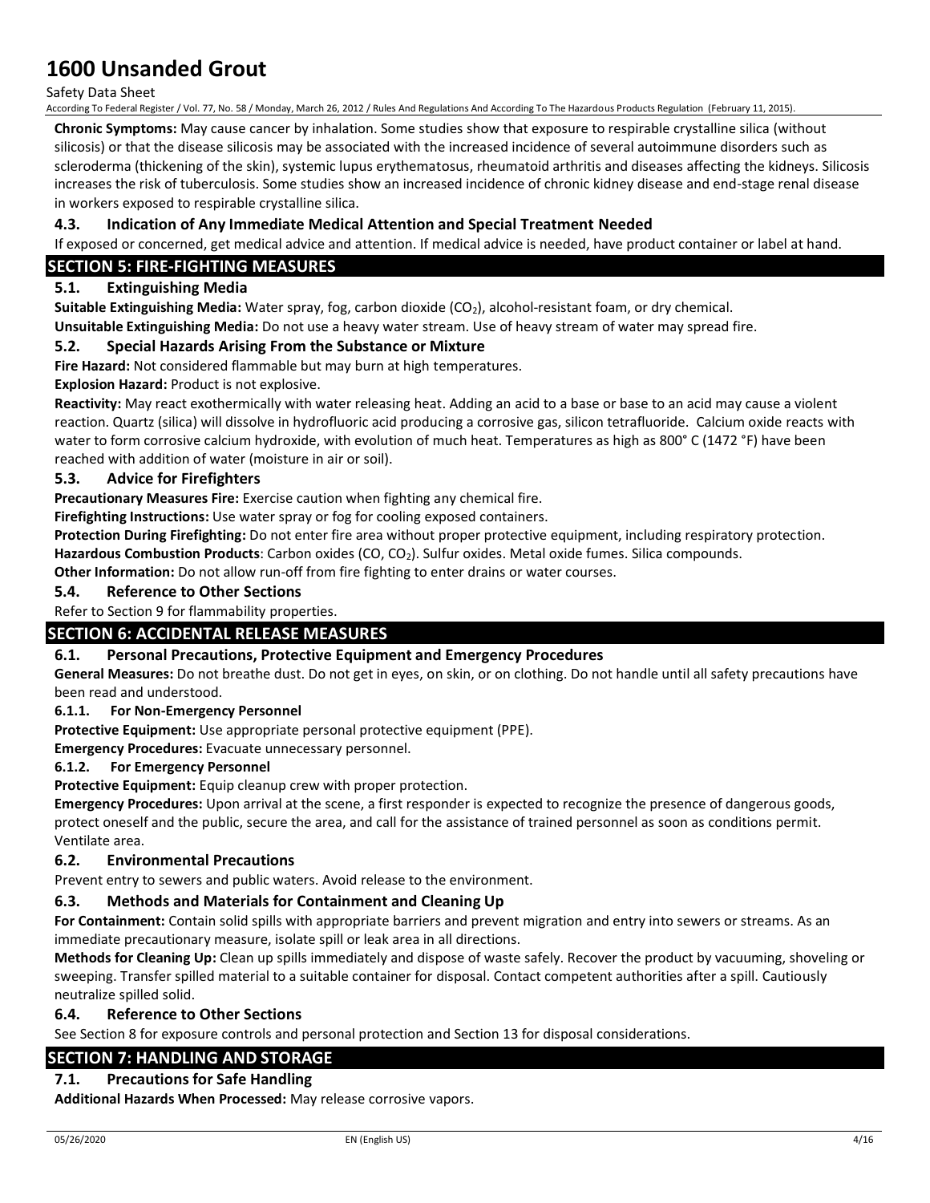**Chronic Symptoms:** May cause cancer by inhalation. Some studies show that exposure to respirable crystalline silica (without silicosis) or that the disease silicosis may be associated with the increased incidence of several autoimmune disorders such as scleroderma (thickening of the skin), systemic lupus erythematosus, rheumatoid arthritis and diseases affecting the kidneys. Silicosis increases the risk of tuberculosis. Some studies show an increased incidence of chronic kidney disease and end-stage renal disease in workers exposed to respirable crystalline silica.

### 4.3. Indication of Any Immediate Medical Attention and Special Treatment Needed

If exposed or concerned, get medical advice and attention. If medical advice is needed, have product container or label at hand.

## SECTION 5: FIRE-FIGHTING MEASURES

### 5.1. Extinguishing Media

**Suitable Extinguishing Media:** Water spray, fog, carbon dioxide ($CO_2$), alcohol-resistant foam, or dry chemical.

**Unsuitable Extinguishing Media:** Do not use a heavy water stream. Use of heavy stream of water may spread fire.

### 5.2. Special Hazards Arising From the Substance or Mixture

**Fire Hazard:** Not considered flammable but may burn at high temperatures.

**Explosion Hazard:** Product is not explosive.

**Reactivity:** May react exothermically with water releasing heat. Adding an acid to a base or base to an acid may cause a violent reaction. Quartz (silica) will dissolve in hydrofluoric acid producing a corrosive gas, silicon tetrafluoride. Calcium oxide reacts with water to form corrosive calcium hydroxide, with evolution of much heat. Temperatures as high as 800° C (1472 °F) have been reached with addition of water (moisture in air or soil).

### 5.3. Advice for Firefighters

**Precautionary Measures Fire:** Exercise caution when fighting any chemical fire.

**Firefighting Instructions:** Use water spray or fog for cooling exposed containers.

**Protection During Firefighting:** Do not enter fire area without proper protective equipment, including respiratory protection.

**Hazardous Combustion Products**: Carbon oxides ($CO$, $CO_2$). Sulfur oxides. Metal oxide fumes. Silica compounds.

**Other Information:** Do not allow run-off from fire fighting to enter drains or water courses.

### 5.4. Reference to Other Sections

Refer to Section 9 for flammability properties.

## SECTION 6: ACCIDENTAL RELEASE MEASURES

### 6.1. Personal Precautions, Protective Equipment and Emergency Procedures

**General Measures:** Do not breathe dust. Do not get in eyes, on skin, or on clothing. Do not handle until all safety precautions have been read and understood.

#### 6.1.1. For Non-Emergency Personnel

**Protective Equipment:** Use appropriate personal protective equipment (PPE).

**Emergency Procedures:** Evacuate unnecessary personnel.

#### 6.1.2. For Emergency Personnel

**Protective Equipment:** Equip cleanup crew with proper protection.

**Emergency Procedures:** Upon arrival at the scene, a first responder is expected to recognize the presence of dangerous goods, protect oneself and the public, secure the area, and call for the assistance of trained personnel as soon as conditions permit. Ventilate area.

### 6.2. Environmental Precautions

Prevent entry to sewers and public waters. Avoid release to the environment.

### 6.3. Methods and Materials for Containment and Cleaning Up

**For Containment:** Contain solid spills with appropriate barriers and prevent migration and entry into sewers or streams. As an immediate precautionary measure, isolate spill or leak area in all directions.

**Methods for Cleaning Up:** Clean up spills immediately and dispose of waste safely. Recover the product by vacuuming, shoveling or sweeping. Transfer spilled material to a suitable container for disposal. Contact competent authorities after a spill. Cautiously neutralize spilled solid.

### 6.4. Reference to Other Sections

See Section 8 for exposure controls and personal protection and Section 13 for disposal considerations.

## SECTION 7: HANDLING AND STORAGE

### 7.1. Precautions for Safe Handling

**Additional Hazards When Processed:** May release corrosive vapors.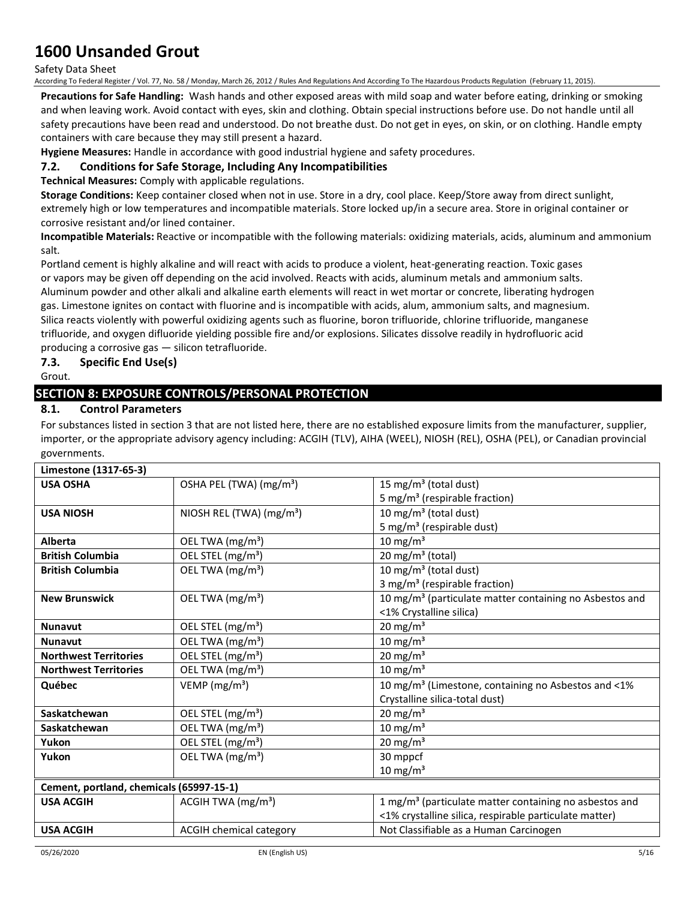**Precautions for Safe Handling:** Wash hands and other exposed areas with mild soap and water before eating, drinking or smoking and when leaving work. Avoid contact with eyes, skin and clothing. Obtain special instructions before use. Do not handle until all safety precautions have been read and understood. Do not breathe dust. Do not get in eyes, on skin, or on clothing. Handle empty containers with care because they may still present a hazard.

**Hygiene Measures:** Handle in accordance with good industrial hygiene and safety procedures.

### 7.2. Conditions for Safe Storage, Including Any Incompatibilities

**Technical Measures:** Comply with applicable regulations.

**Storage Conditions:** Keep container closed when not in use. Store in a dry, cool place. Keep/Store away from direct sunlight, extremely high or low temperatures and incompatible materials. Store locked up/in a secure area. Store in original container or corrosive resistant and/or lined container.

**Incompatible Materials:** Reactive or incompatible with the following materials: oxidizing materials, acids, aluminum and ammonium salt.

Portland cement is highly alkaline and will react with acids to produce a violent, heat-generating reaction. Toxic gases or vapors may be given off depending on the acid involved. Reacts with acids, aluminum metals and ammonium salts. Aluminum powder and other alkali and alkaline earth elements will react in wet mortar or concrete, liberating hydrogen gas. Limestone ignites on contact with fluorine and is incompatible with acids, alum, ammonium salts, and magnesium. Silica reacts violently with powerful oxidizing agents such as fluorine, boron trifluoride, chlorine trifluoride, manganese trifluoride, and oxygen difluoride yielding possible fire and/or explosions. Silicates dissolve readily in hydrofluoric acid producing a corrosive gas — silicon tetrafluoride.

### 7.3. Specific End Use(s)

Grout.

## SECTION 8: EXPOSURE CONTROLS/PERSONAL PROTECTION

### 8.1. Control Parameters

For substances listed in section 3 that are not listed here, there are no established exposure limits from the manufacturer, supplier, importer, or the appropriate advisory agency including: ACGIH (TLV), AIHA (WEEL), NIOSH (REL), OSHA (PEL), or Canadian provincial governments.

| **Limestone (1317-65-3)** | | |
|---|---|---|
| **USA OSHA** | OSHA PEL (TWA) (mg/m³) | 15 mg/m³ (total dust)<br>5 mg/m³ (respirable fraction) |
| **USA NIOSH** | NIOSH REL (TWA) (mg/m³) | 10 mg/m³ (total dust)<br>5 mg/m³ (respirable dust) |
| **Alberta** | OEL TWA (mg/m³) | 10 mg/m³ |
| **British Columbia** | OEL STEL (mg/m³) | 20 mg/m³ (total) |
| **British Columbia** | OEL TWA (mg/m³) | 10 mg/m³ (total dust)<br>3 mg/m³ (respirable fraction) |
| **New Brunswick** | OEL TWA (mg/m³) | 10 mg/m³ (particulate matter containing no Asbestos and <1% Crystalline silica) |
| **Nunavut** | OEL STEL (mg/m³) | 20 mg/m³ |
| **Nunavut** | OEL TWA (mg/m³) | 10 mg/m³ |
| **Northwest Territories** | OEL STEL (mg/m³) | 20 mg/m³ |
| **Northwest Territories** | OEL TWA (mg/m³) | 10 mg/m³ |
| **Québec** | VEMP (mg/m³) | 10 mg/m³ (Limestone, containing no Asbestos and <1% Crystalline silica-total dust) |
| **Saskatchewan** | OEL STEL (mg/m³) | 20 mg/m³ |
| **Saskatchewan** | OEL TWA (mg/m³) | 10 mg/m³ |
| **Yukon** | OEL STEL (mg/m³) | 20 mg/m³ |
| **Yukon** | OEL TWA (mg/m³) | 30 mppcf<br>10 mg/m³ |
| **Cement, portland, chemicals (65997-15-1)** | | |
| **USA ACGIH** | ACGIH TWA (mg/m³) | 1 mg/m³ (particulate matter containing no asbestos and <1% crystalline silica, respirable particulate matter) |
| **USA ACGIH** | ACGIH chemical category | Not Classifiable as a Human Carcinogen |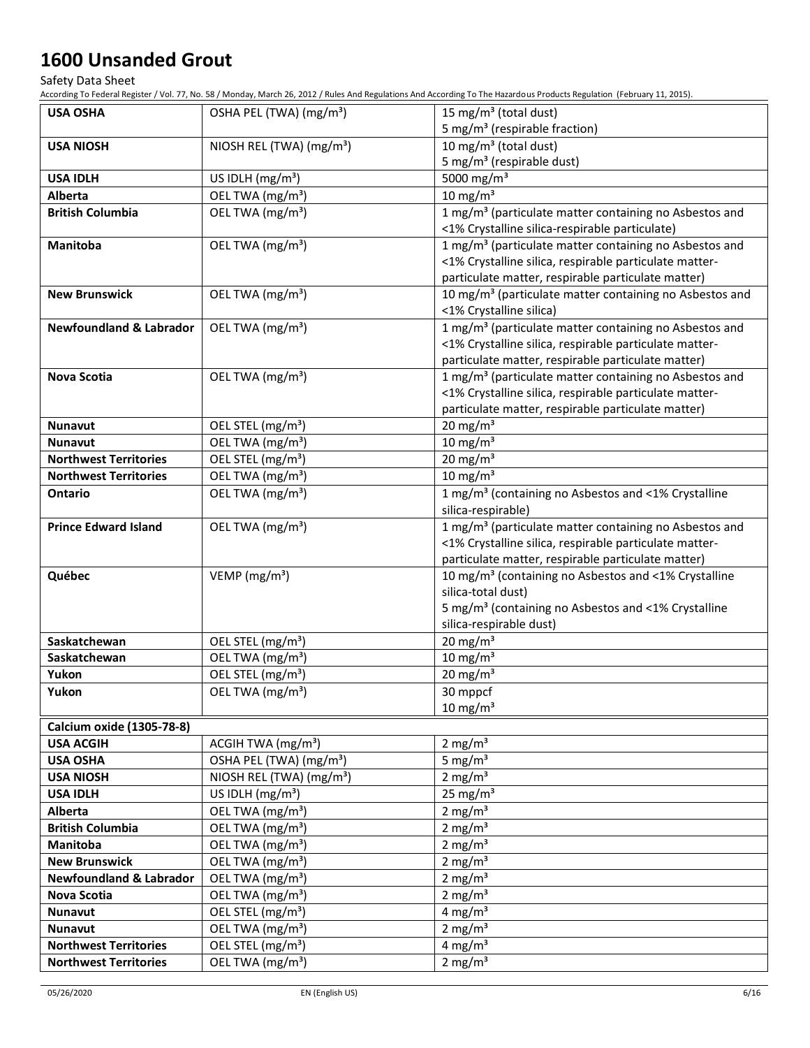# 1600 Unsanded Grout

Safety Data Sheet

According To Federal Register / Vol. 77, No. 58 / Monday, March 26, 2012 / Rules And Regulations And According To The Hazardous Products Regulation (February 11, 2015).

| | | |
|---|---|---|
| **USA OSHA** | OSHA PEL (TWA) (mg/m³) | 15 mg/m³ (total dust)<br>5 mg/m³ (respirable fraction) |
| **USA NIOSH** | NIOSH REL (TWA) (mg/m³) | 10 mg/m³ (total dust)<br>5 mg/m³ (respirable dust) |
| **USA IDLH** | US IDLH (mg/m³) | 5000 mg/m³ |
| **Alberta** | OEL TWA (mg/m³) | 10 mg/m³ |
| **British Columbia** | OEL TWA (mg/m³) | 1 mg/m³ (particulate matter containing no Asbestos and <1% Crystalline silica-respirable particulate) |
| **Manitoba** | OEL TWA (mg/m³) | 1 mg/m³ (particulate matter containing no Asbestos and <1% Crystalline silica, respirable particulate matter-particulate matter, respirable particulate matter) |
| **New Brunswick** | OEL TWA (mg/m³) | 10 mg/m³ (particulate matter containing no Asbestos and <1% Crystalline silica) |
| **Newfoundland & Labrador** | OEL TWA (mg/m³) | 1 mg/m³ (particulate matter containing no Asbestos and <1% Crystalline silica, respirable particulate matter-particulate matter, respirable particulate matter) |
| **Nova Scotia** | OEL TWA (mg/m³) | 1 mg/m³ (particulate matter containing no Asbestos and <1% Crystalline silica, respirable particulate matter-particulate matter, respirable particulate matter) |
| **Nunavut** | OEL STEL (mg/m³) | 20 mg/m³ |
| **Nunavut** | OEL TWA (mg/m³) | 10 mg/m³ |
| **Northwest Territories** | OEL STEL (mg/m³) | 20 mg/m³ |
| **Northwest Territories** | OEL TWA (mg/m³) | 10 mg/m³ |
| **Ontario** | OEL TWA (mg/m³) | 1 mg/m³ (containing no Asbestos and <1% Crystalline silica-respirable) |
| **Prince Edward Island** | OEL TWA (mg/m³) | 1 mg/m³ (particulate matter containing no Asbestos and <1% Crystalline silica, respirable particulate matter-particulate matter, respirable particulate matter) |
| **Québec** | VEMP (mg/m³) | 10 mg/m³ (containing no Asbestos and <1% Crystalline silica-total dust)<br>5 mg/m³ (containing no Asbestos and <1% Crystalline silica-respirable dust) |
| **Saskatchewan** | OEL STEL (mg/m³) | 20 mg/m³ |
| **Saskatchewan** | OEL TWA (mg/m³) | 10 mg/m³ |
| **Yukon** | OEL STEL (mg/m³) | 20 mg/m³ |
| **Yukon** | OEL TWA (mg/m³) | 30 mppcf<br>10 mg/m³ |

| **Calcium oxide (1305-78-8)** | | |
|---|---|---|
| **USA ACGIH** | ACGIH TWA (mg/m³) | 2 mg/m³ |
| **USA OSHA** | OSHA PEL (TWA) (mg/m³) | 5 mg/m³ |
| **USA NIOSH** | NIOSH REL (TWA) (mg/m³) | 2 mg/m³ |
| **USA IDLH** | US IDLH (mg/m³) | 25 mg/m³ |
| **Alberta** | OEL TWA (mg/m³) | 2 mg/m³ |
| **British Columbia** | OEL TWA (mg/m³) | 2 mg/m³ |
| **Manitoba** | OEL TWA (mg/m³) | 2 mg/m³ |
| **New Brunswick** | OEL TWA (mg/m³) | 2 mg/m³ |
| **Newfoundland & Labrador** | OEL TWA (mg/m³) | 2 mg/m³ |
| **Nova Scotia** | OEL TWA (mg/m³) | 2 mg/m³ |
| **Nunavut** | OEL STEL (mg/m³) | 4 mg/m³ |
| **Nunavut** | OEL TWA (mg/m³) | 2 mg/m³ |
| **Northwest Territories** | OEL STEL (mg/m³) | 4 mg/m³ |
| **Northwest Territories** | OEL TWA (mg/m³) | 2 mg/m³ |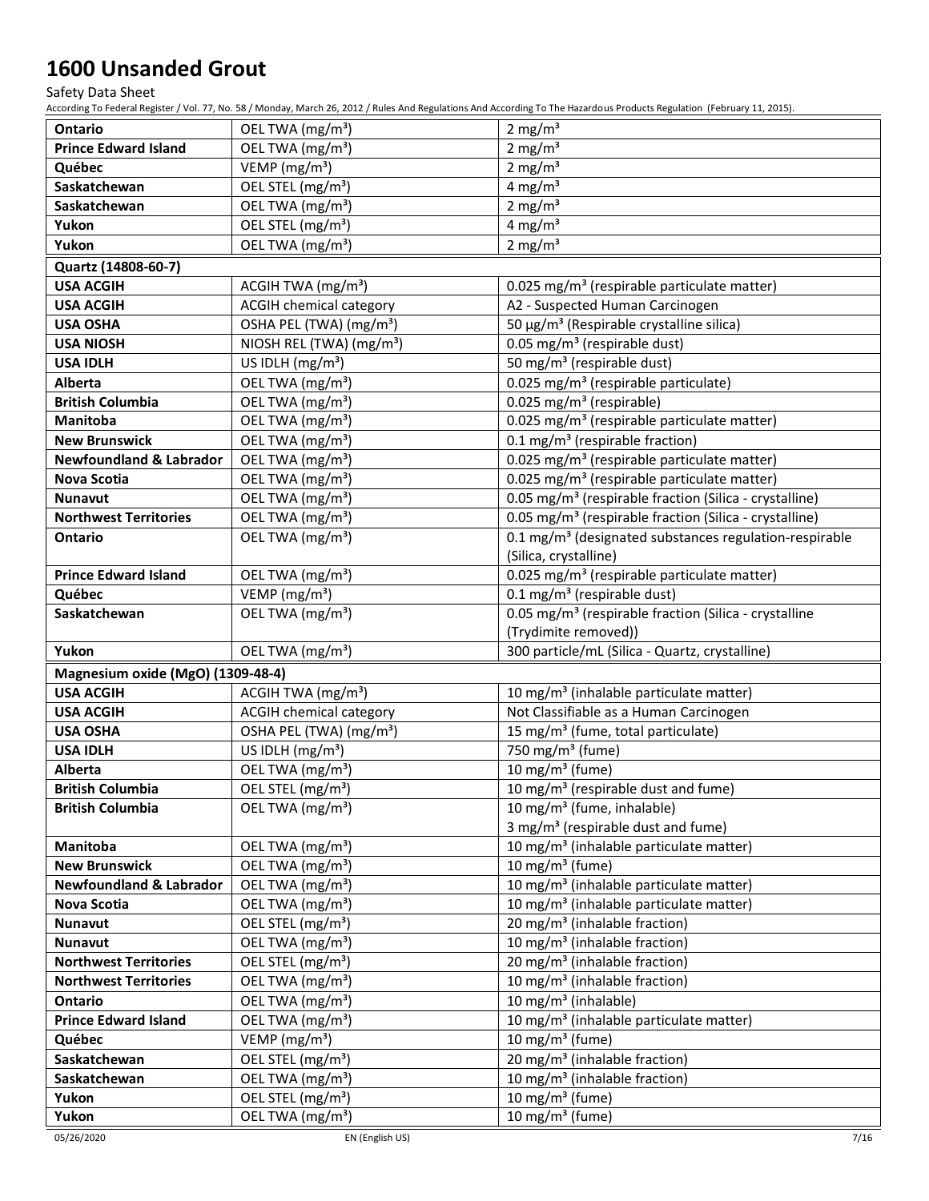| | | |
|---|---|---|
| **Ontario** | OEL TWA (mg/m³) | 2 mg/m³ |
| **Prince Edward Island** | OEL TWA (mg/m³) | 2 mg/m³ |
| **Québec** | VEMP (mg/m³) | 2 mg/m³ |
| **Saskatchewan** | OEL STEL (mg/m³) | 4 mg/m³ |
| **Saskatchewan** | OEL TWA (mg/m³) | 2 mg/m³ |
| **Yukon** | OEL STEL (mg/m³) | 4 mg/m³ |
| **Yukon** | OEL TWA (mg/m³) | 2 mg/m³ |
| **Quartz (14808-60-7)** | | |
| **USA ACGIH** | ACGIH TWA (mg/m³) | 0.025 mg/m³ (respirable particulate matter) |
| **USA ACGIH** | ACGIH chemical category | A2 - Suspected Human Carcinogen |
| **USA OSHA** | OSHA PEL (TWA) (mg/m³) | 50 µg/m³ (Respirable crystalline silica) |
| **USA NIOSH** | NIOSH REL (TWA) (mg/m³) | 0.05 mg/m³ (respirable dust) |
| **USA IDLH** | US IDLH (mg/m³) | 50 mg/m³ (respirable dust) |
| **Alberta** | OEL TWA (mg/m³) | 0.025 mg/m³ (respirable particulate) |
| **British Columbia** | OEL TWA (mg/m³) | 0.025 mg/m³ (respirable) |
| **Manitoba** | OEL TWA (mg/m³) | 0.025 mg/m³ (respirable particulate matter) |
| **New Brunswick** | OEL TWA (mg/m³) | 0.1 mg/m³ (respirable fraction) |
| **Newfoundland & Labrador** | OEL TWA (mg/m³) | 0.025 mg/m³ (respirable particulate matter) |
| **Nova Scotia** | OEL TWA (mg/m³) | 0.025 mg/m³ (respirable particulate matter) |
| **Nunavut** | OEL TWA (mg/m³) | 0.05 mg/m³ (respirable fraction (Silica - crystalline) |
| **Northwest Territories** | OEL TWA (mg/m³) | 0.05 mg/m³ (respirable fraction (Silica - crystalline) |
| **Ontario** | OEL TWA (mg/m³) | 0.1 mg/m³ (designated substances regulation-respirable (Silica, crystalline) |
| **Prince Edward Island** | OEL TWA (mg/m³) | 0.025 mg/m³ (respirable particulate matter) |
| **Québec** | VEMP (mg/m³) | 0.1 mg/m³ (respirable dust) |
| **Saskatchewan** | OEL TWA (mg/m³) | 0.05 mg/m³ (respirable fraction (Silica - crystalline (Trydimite removed)) |
| **Yukon** | OEL TWA (mg/m³) | 300 particle/mL (Silica - Quartz, crystalline) |
| **Magnesium oxide (MgO) (1309-48-4)** | | |
| **USA ACGIH** | ACGIH TWA (mg/m³) | 10 mg/m³ (inhalable particulate matter) |
| **USA ACGIH** | ACGIH chemical category | Not Classifiable as a Human Carcinogen |
| **USA OSHA** | OSHA PEL (TWA) (mg/m³) | 15 mg/m³ (fume, total particulate) |
| **USA IDLH** | US IDLH (mg/m³) | 750 mg/m³ (fume) |
| **Alberta** | OEL TWA (mg/m³) | 10 mg/m³ (fume) |
| **British Columbia** | OEL STEL (mg/m³) | 10 mg/m³ (respirable dust and fume) |
| **British Columbia** | OEL TWA (mg/m³) | 10 mg/m³ (fume, inhalable) 3 mg/m³ (respirable dust and fume) |
| **Manitoba** | OEL TWA (mg/m³) | 10 mg/m³ (inhalable particulate matter) |
| **New Brunswick** | OEL TWA (mg/m³) | 10 mg/m³ (fume) |
| **Newfoundland & Labrador** | OEL TWA (mg/m³) | 10 mg/m³ (inhalable particulate matter) |
| **Nova Scotia** | OEL TWA (mg/m³) | 10 mg/m³ (inhalable particulate matter) |
| **Nunavut** | OEL STEL (mg/m³) | 20 mg/m³ (inhalable fraction) |
| **Nunavut** | OEL TWA (mg/m³) | 10 mg/m³ (inhalable fraction) |
| **Northwest Territories** | OEL STEL (mg/m³) | 20 mg/m³ (inhalable fraction) |
| **Northwest Territories** | OEL TWA (mg/m³) | 10 mg/m³ (inhalable fraction) |
| **Ontario** | OEL TWA (mg/m³) | 10 mg/m³ (inhalable) |
| **Prince Edward Island** | OEL TWA (mg/m³) | 10 mg/m³ (inhalable particulate matter) |
| **Québec** | VEMP (mg/m³) | 10 mg/m³ (fume) |
| **Saskatchewan** | OEL STEL (mg/m³) | 20 mg/m³ (inhalable fraction) |
| **Saskatchewan** | OEL TWA (mg/m³) | 10 mg/m³ (inhalable fraction) |
| **Yukon** | OEL STEL (mg/m³) | 10 mg/m³ (fume) |
| **Yukon** | OEL TWA (mg/m³) | 10 mg/m³ (fume) |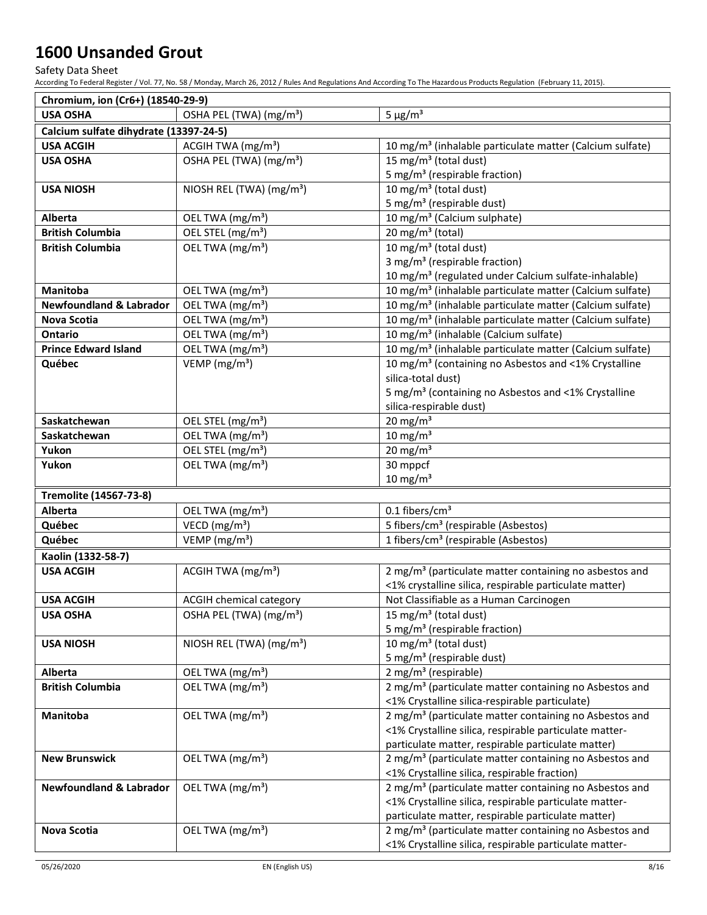# 1600 Unsanded Grout

Safety Data Sheet

According To Federal Register / Vol. 77, No. 58 / Monday, March 26, 2012 / Rules And Regulations And According To The Hazardous Products Regulation (February 11, 2015).

| **Chromium, ion (Cr6+) (18540-29-9)** | | |
|---|---|---|
| **USA OSHA** | OSHA PEL (TWA) (mg/m³) | 5 µg/m³ |
| **Calcium sulfate dihydrate (13397-24-5)** | | |
| **USA ACGIH** | ACGIH TWA (mg/m³) | 10 mg/m³ (inhalable particulate matter (Calcium sulfate) |
| **USA OSHA** | OSHA PEL (TWA) (mg/m³) | 15 mg/m³ (total dust)<br>5 mg/m³ (respirable fraction) |
| **USA NIOSH** | NIOSH REL (TWA) (mg/m³) | 10 mg/m³ (total dust)<br>5 mg/m³ (respirable dust) |
| **Alberta** | OEL TWA (mg/m³) | 10 mg/m³ (Calcium sulphate) |
| **British Columbia** | OEL STEL (mg/m³) | 20 mg/m³ (total) |
| **British Columbia** | OEL TWA (mg/m³) | 10 mg/m³ (total dust)<br>3 mg/m³ (respirable fraction)<br>10 mg/m³ (regulated under Calcium sulfate-inhalable) |
| **Manitoba** | OEL TWA (mg/m³) | 10 mg/m³ (inhalable particulate matter (Calcium sulfate) |
| **Newfoundland & Labrador** | OEL TWA (mg/m³) | 10 mg/m³ (inhalable particulate matter (Calcium sulfate) |
| **Nova Scotia** | OEL TWA (mg/m³) | 10 mg/m³ (inhalable particulate matter (Calcium sulfate) |
| **Ontario** | OEL TWA (mg/m³) | 10 mg/m³ (inhalable (Calcium sulfate) |
| **Prince Edward Island** | OEL TWA (mg/m³) | 10 mg/m³ (inhalable particulate matter (Calcium sulfate) |
| **Québec** | VEMP (mg/m³) | 10 mg/m³ (containing no Asbestos and <1% Crystalline silica-total dust)<br>5 mg/m³ (containing no Asbestos and <1% Crystalline silica-respirable dust) |
| **Saskatchewan** | OEL STEL (mg/m³) | 20 mg/m³ |
| **Saskatchewan** | OEL TWA (mg/m³) | 10 mg/m³ |
| **Yukon** | OEL STEL (mg/m³) | 20 mg/m³ |
| **Yukon** | OEL TWA (mg/m³) | 30 mppcf<br>10 mg/m³ |
| **Tremolite (14567-73-8)** | | |
| **Alberta** | OEL TWA (mg/m³) | 0.1 fibers/cm³ |
| **Québec** | VECD (mg/m³) | 5 fibers/cm³ (respirable (Asbestos) |
| **Québec** | VEMP (mg/m³) | 1 fibers/cm³ (respirable (Asbestos) |
| **Kaolin (1332-58-7)** | | |
| **USA ACGIH** | ACGIH TWA (mg/m³) | 2 mg/m³ (particulate matter containing no asbestos and <1% crystalline silica, respirable particulate matter) |
| **USA ACGIH** | ACGIH chemical category | Not Classifiable as a Human Carcinogen |
| **USA OSHA** | OSHA PEL (TWA) (mg/m³) | 15 mg/m³ (total dust)<br>5 mg/m³ (respirable fraction) |
| **USA NIOSH** | NIOSH REL (TWA) (mg/m³) | 10 mg/m³ (total dust)<br>5 mg/m³ (respirable dust) |
| **Alberta** | OEL TWA (mg/m³) | 2 mg/m³ (respirable) |
| **British Columbia** | OEL TWA (mg/m³) | 2 mg/m³ (particulate matter containing no Asbestos and <1% Crystalline silica-respirable particulate) |
| **Manitoba** | OEL TWA (mg/m³) | 2 mg/m³ (particulate matter containing no Asbestos and <1% Crystalline silica, respirable particulate matter-particulate matter, respirable particulate matter) |
| **New Brunswick** | OEL TWA (mg/m³) | 2 mg/m³ (particulate matter containing no Asbestos and <1% Crystalline silica, respirable fraction) |
| **Newfoundland & Labrador** | OEL TWA (mg/m³) | 2 mg/m³ (particulate matter containing no Asbestos and <1% Crystalline silica, respirable particulate matter-particulate matter, respirable particulate matter) |
| **Nova Scotia** | OEL TWA (mg/m³) | 2 mg/m³ (particulate matter containing no Asbestos and <1% Crystalline silica, respirable particulate matter- |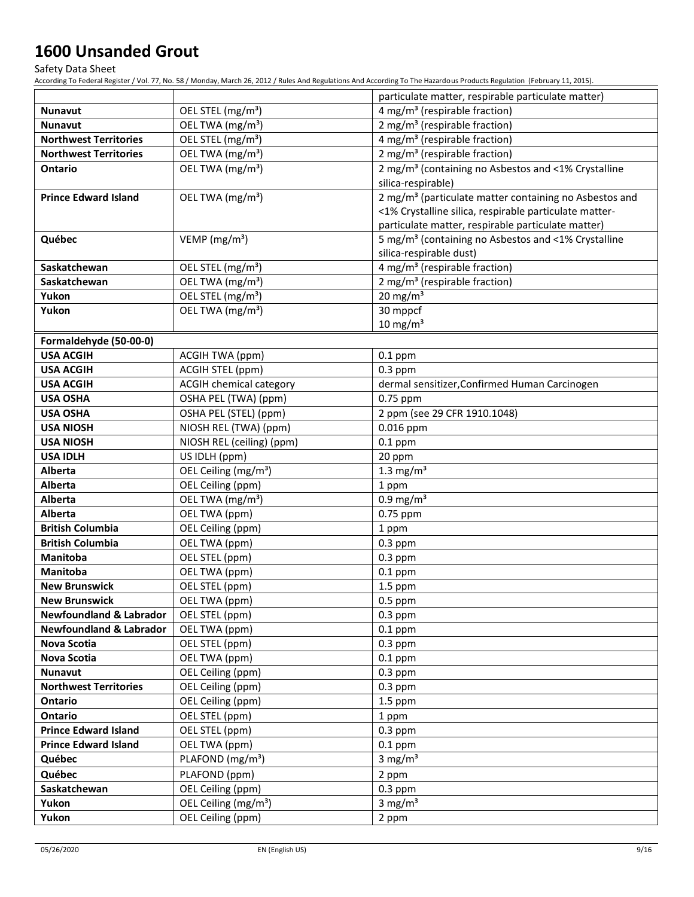| | | particulate matter, respirable particulate matter) |
|---|---|---|
| **Nunavut** | OEL STEL (mg/m³) | 4 mg/m³ (respirable fraction) |
| **Nunavut** | OEL TWA (mg/m³) | 2 mg/m³ (respirable fraction) |
| **Northwest Territories** | OEL STEL (mg/m³) | 4 mg/m³ (respirable fraction) |
| **Northwest Territories** | OEL TWA (mg/m³) | 2 mg/m³ (respirable fraction) |
| **Ontario** | OEL TWA (mg/m³) | 2 mg/m³ (containing no Asbestos and <1% Crystalline silica-respirable) |
| **Prince Edward Island** | OEL TWA (mg/m³) | 2 mg/m³ (particulate matter containing no Asbestos and <1% Crystalline silica, respirable particulate matter-particulate matter, respirable particulate matter) |
| **Québec** | VEMP (mg/m³) | 5 mg/m³ (containing no Asbestos and <1% Crystalline silica-respirable dust) |
| **Saskatchewan** | OEL STEL (mg/m³) | 4 mg/m³ (respirable fraction) |
| **Saskatchewan** | OEL TWA (mg/m³) | 2 mg/m³ (respirable fraction) |
| **Yukon** | OEL STEL (mg/m³) | 20 mg/m³ |
| **Yukon** | OEL TWA (mg/m³) | 30 mppcf<br>10 mg/m³ |

| **Formaldehyde (50-00-0)** | | |
|---|---|---|
| **USA ACGIH** | ACGIH TWA (ppm) | 0.1 ppm |
| **USA ACGIH** | ACGIH STEL (ppm) | 0.3 ppm |
| **USA ACGIH** | ACGIH chemical category | dermal sensitizer,Confirmed Human Carcinogen |
| **USA OSHA** | OSHA PEL (TWA) (ppm) | 0.75 ppm |
| **USA OSHA** | OSHA PEL (STEL) (ppm) | 2 ppm (see 29 CFR 1910.1048) |
| **USA NIOSH** | NIOSH REL (TWA) (ppm) | 0.016 ppm |
| **USA NIOSH** | NIOSH REL (ceiling) (ppm) | 0.1 ppm |
| **USA IDLH** | US IDLH (ppm) | 20 ppm |
| **Alberta** | OEL Ceiling (mg/m³) | 1.3 mg/m³ |
| **Alberta** | OEL Ceiling (ppm) | 1 ppm |
| **Alberta** | OEL TWA (mg/m³) | 0.9 mg/m³ |
| **Alberta** | OEL TWA (ppm) | 0.75 ppm |
| **British Columbia** | OEL Ceiling (ppm) | 1 ppm |
| **British Columbia** | OEL TWA (ppm) | 0.3 ppm |
| **Manitoba** | OEL STEL (ppm) | 0.3 ppm |
| **Manitoba** | OEL TWA (ppm) | 0.1 ppm |
| **New Brunswick** | OEL STEL (ppm) | 1.5 ppm |
| **New Brunswick** | OEL TWA (ppm) | 0.5 ppm |
| **Newfoundland & Labrador** | OEL STEL (ppm) | 0.3 ppm |
| **Newfoundland & Labrador** | OEL TWA (ppm) | 0.1 ppm |
| **Nova Scotia** | OEL STEL (ppm) | 0.3 ppm |
| **Nova Scotia** | OEL TWA (ppm) | 0.1 ppm |
| **Nunavut** | OEL Ceiling (ppm) | 0.3 ppm |
| **Northwest Territories** | OEL Ceiling (ppm) | 0.3 ppm |
| **Ontario** | OEL Ceiling (ppm) | 1.5 ppm |
| **Ontario** | OEL STEL (ppm) | 1 ppm |
| **Prince Edward Island** | OEL STEL (ppm) | 0.3 ppm |
| **Prince Edward Island** | OEL TWA (ppm) | 0.1 ppm |
| **Québec** | PLAFOND (mg/m³) | 3 mg/m³ |
| **Québec** | PLAFOND (ppm) | 2 ppm |
| **Saskatchewan** | OEL Ceiling (ppm) | 0.3 ppm |
| **Yukon** | OEL Ceiling (mg/m³) | 3 mg/m³ |
| **Yukon** | OEL Ceiling (ppm) | 2 ppm |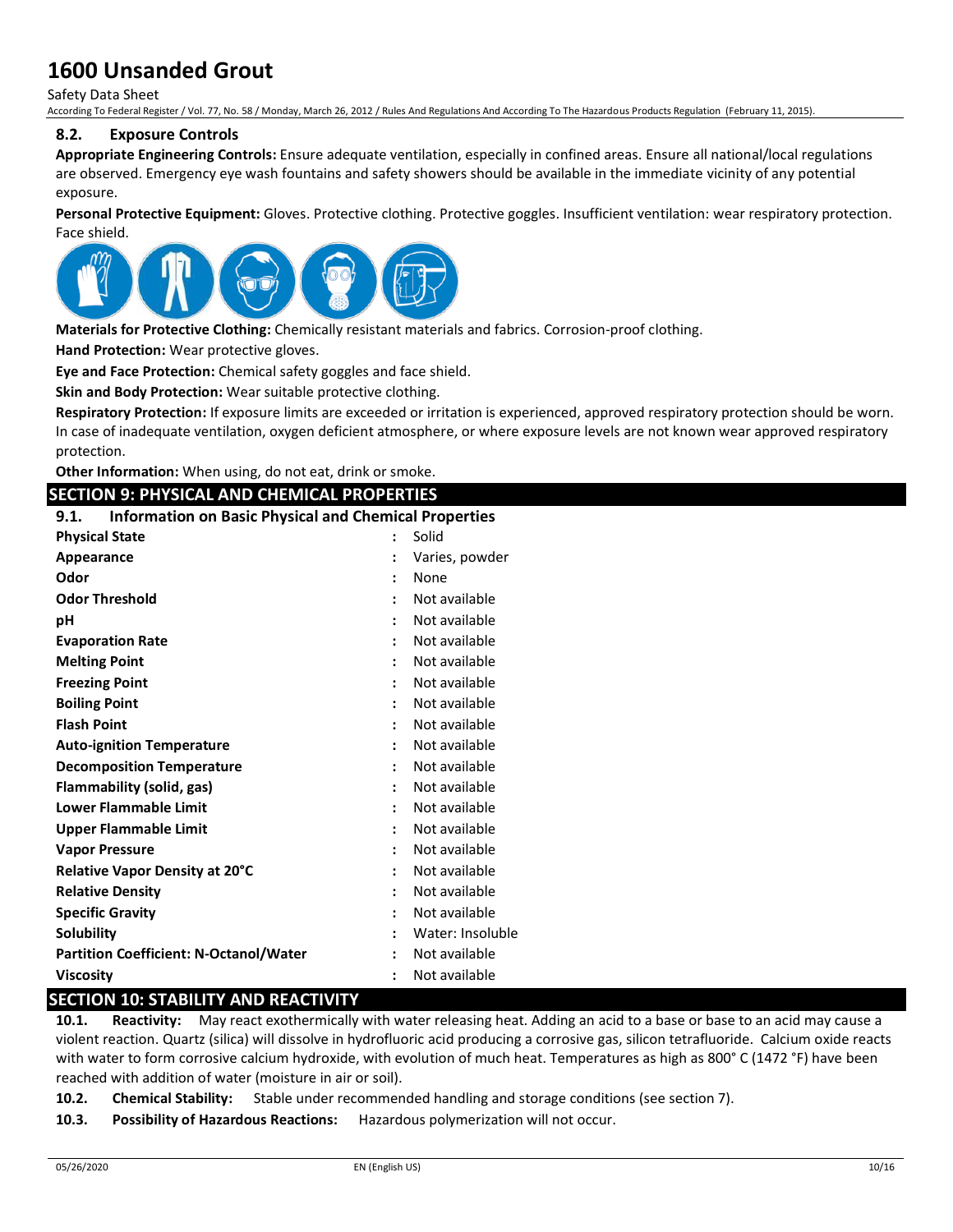### 8.2. Exposure Controls

**Appropriate Engineering Controls:** Ensure adequate ventilation, especially in confined areas. Ensure all national/local regulations are observed. Emergency eye wash fountains and safety showers should be available in the immediate vicinity of any potential exposure.

**Personal Protective Equipment:** Gloves. Protective clothing. Protective goggles. Insufficient ventilation: wear respiratory protection. Face shield.

**Materials for Protective Clothing:** Chemically resistant materials and fabrics. Corrosion-proof clothing.

**Hand Protection:** Wear protective gloves.

**Eye and Face Protection:** Chemical safety goggles and face shield.

**Skin and Body Protection:** Wear suitable protective clothing.

**Respiratory Protection:** If exposure limits are exceeded or irritation is experienced, approved respiratory protection should be worn. In case of inadequate ventilation, oxygen deficient atmosphere, or where exposure levels are not known wear approved respiratory protection.

**Other Information:** When using, do not eat, drink or smoke.

## SECTION 9: PHYSICAL AND CHEMICAL PROPERTIES

### 9.1. Information on Basic Physical and Chemical Properties

| Property | | Value |
|---|---|---|
| **Physical State** | : | Solid |
| **Appearance** | : | Varies, powder |
| **Odor** | : | None |
| **Odor Threshold** | : | Not available |
| **pH** | : | Not available |
| **Evaporation Rate** | : | Not available |
| **Melting Point** | : | Not available |
| **Freezing Point** | : | Not available |
| **Boiling Point** | : | Not available |
| **Flash Point** | : | Not available |
| **Auto-ignition Temperature** | : | Not available |
| **Decomposition Temperature** | : | Not available |
| **Flammability (solid, gas)** | : | Not available |
| **Lower Flammable Limit** | : | Not available |
| **Upper Flammable Limit** | : | Not available |
| **Vapor Pressure** | : | Not available |
| **Relative Vapor Density at 20°C** | : | Not available |
| **Relative Density** | : | Not available |
| **Specific Gravity** | : | Not available |
| **Solubility** | : | Water: Insoluble |
| **Partition Coefficient: N-Octanol/Water** | : | Not available |
| **Viscosity** | : | Not available |

## SECTION 10: STABILITY AND REACTIVITY

**10.1. Reactivity:** May react exothermically with water releasing heat. Adding an acid to a base or base to an acid may cause a violent reaction. Quartz (silica) will dissolve in hydrofluoric acid producing a corrosive gas, silicon tetrafluoride. Calcium oxide reacts with water to form corrosive calcium hydroxide, with evolution of much heat. Temperatures as high as 800° C (1472 °F) have been reached with addition of water (moisture in air or soil).

**10.2. Chemical Stability:** Stable under recommended handling and storage conditions (see section 7).

**10.3. Possibility of Hazardous Reactions:** Hazardous polymerization will not occur.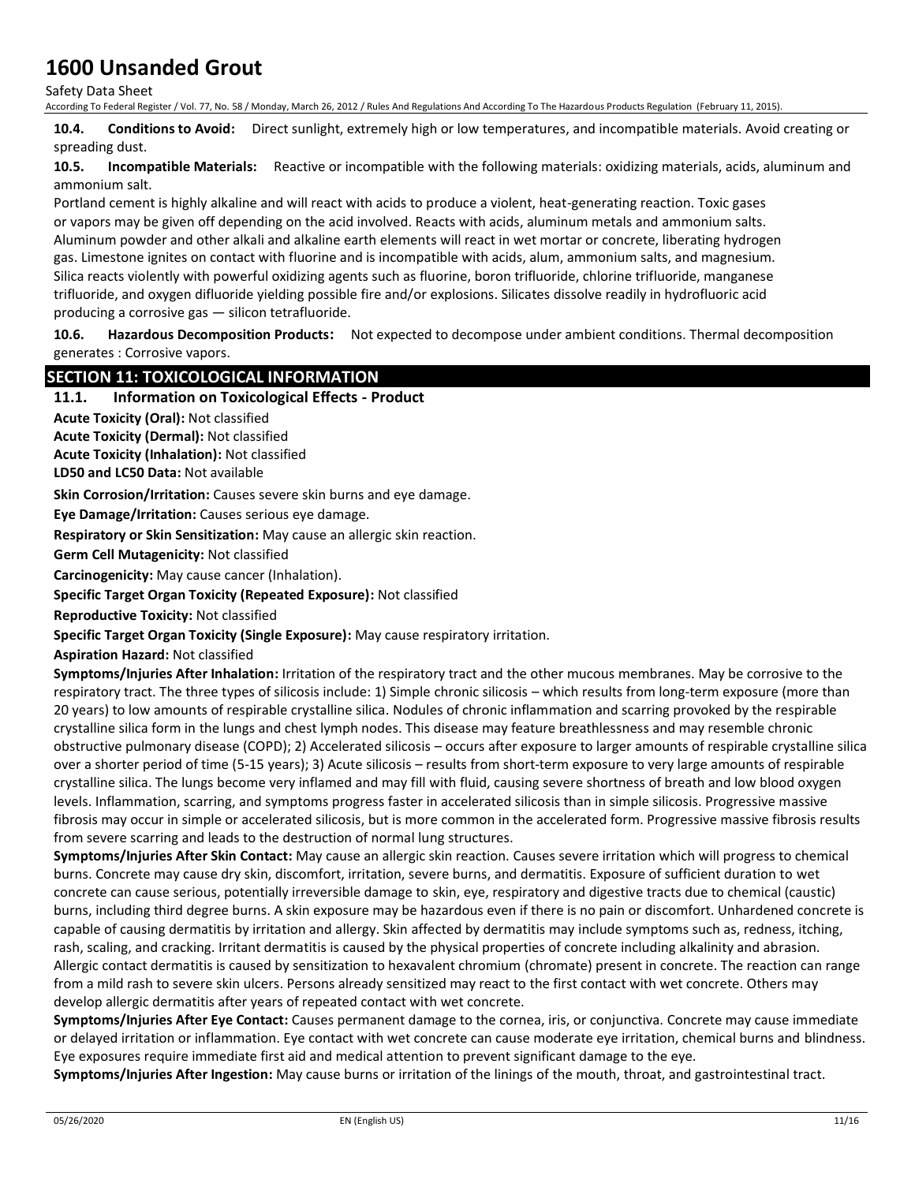**10.4. Conditions to Avoid:** Direct sunlight, extremely high or low temperatures, and incompatible materials. Avoid creating or spreading dust.

**10.5. Incompatible Materials:** Reactive or incompatible with the following materials: oxidizing materials, acids, aluminum and ammonium salt.

Portland cement is highly alkaline and will react with acids to produce a violent, heat-generating reaction. Toxic gases or vapors may be given off depending on the acid involved. Reacts with acids, aluminum metals and ammonium salts. Aluminum powder and other alkali and alkaline earth elements will react in wet mortar or concrete, liberating hydrogen gas. Limestone ignites on contact with fluorine and is incompatible with acids, alum, ammonium salts, and magnesium. Silica reacts violently with powerful oxidizing agents such as fluorine, boron trifluoride, chlorine trifluoride, manganese trifluoride, and oxygen difluoride yielding possible fire and/or explosions. Silicates dissolve readily in hydrofluoric acid producing a corrosive gas — silicon tetrafluoride.

**10.6. Hazardous Decomposition Products:** Not expected to decompose under ambient conditions. Thermal decomposition generates : Corrosive vapors.

## SECTION 11: TOXICOLOGICAL INFORMATION

### 11.1. Information on Toxicological Effects - Product

**Acute Toxicity (Oral):** Not classified

**Acute Toxicity (Dermal):** Not classified

**Acute Toxicity (Inhalation):** Not classified

**LD50 and LC50 Data:** Not available

**Skin Corrosion/Irritation:** Causes severe skin burns and eye damage.

**Eye Damage/Irritation:** Causes serious eye damage.

**Respiratory or Skin Sensitization:** May cause an allergic skin reaction.

**Germ Cell Mutagenicity:** Not classified

**Carcinogenicity:** May cause cancer (Inhalation).

**Specific Target Organ Toxicity (Repeated Exposure):** Not classified

**Reproductive Toxicity:** Not classified

**Specific Target Organ Toxicity (Single Exposure):** May cause respiratory irritation.

**Aspiration Hazard:** Not classified

**Symptoms/Injuries After Inhalation:** Irritation of the respiratory tract and the other mucous membranes. May be corrosive to the respiratory tract. The three types of silicosis include: 1) Simple chronic silicosis – which results from long-term exposure (more than 20 years) to low amounts of respirable crystalline silica. Nodules of chronic inflammation and scarring provoked by the respirable crystalline silica form in the lungs and chest lymph nodes. This disease may feature breathlessness and may resemble chronic obstructive pulmonary disease (COPD); 2) Accelerated silicosis – occurs after exposure to larger amounts of respirable crystalline silica over a shorter period of time (5-15 years); 3) Acute silicosis – results from short-term exposure to very large amounts of respirable crystalline silica. The lungs become very inflamed and may fill with fluid, causing severe shortness of breath and low blood oxygen levels. Inflammation, scarring, and symptoms progress faster in accelerated silicosis than in simple silicosis. Progressive massive fibrosis may occur in simple or accelerated silicosis, but is more common in the accelerated form. Progressive massive fibrosis results from severe scarring and leads to the destruction of normal lung structures.

**Symptoms/Injuries After Skin Contact:** May cause an allergic skin reaction. Causes severe irritation which will progress to chemical burns. Concrete may cause dry skin, discomfort, irritation, severe burns, and dermatitis. Exposure of sufficient duration to wet concrete can cause serious, potentially irreversible damage to skin, eye, respiratory and digestive tracts due to chemical (caustic) burns, including third degree burns. A skin exposure may be hazardous even if there is no pain or discomfort. Unhardened concrete is capable of causing dermatitis by irritation and allergy. Skin affected by dermatitis may include symptoms such as, redness, itching, rash, scaling, and cracking. Irritant dermatitis is caused by the physical properties of concrete including alkalinity and abrasion. Allergic contact dermatitis is caused by sensitization to hexavalent chromium (chromate) present in concrete. The reaction can range from a mild rash to severe skin ulcers. Persons already sensitized may react to the first contact with wet concrete. Others may develop allergic dermatitis after years of repeated contact with wet concrete.

**Symptoms/Injuries After Eye Contact:** Causes permanent damage to the cornea, iris, or conjunctiva. Concrete may cause immediate or delayed irritation or inflammation. Eye contact with wet concrete can cause moderate eye irritation, chemical burns and blindness. Eye exposures require immediate first aid and medical attention to prevent significant damage to the eye.

**Symptoms/Injuries After Ingestion:** May cause burns or irritation of the linings of the mouth, throat, and gastrointestinal tract.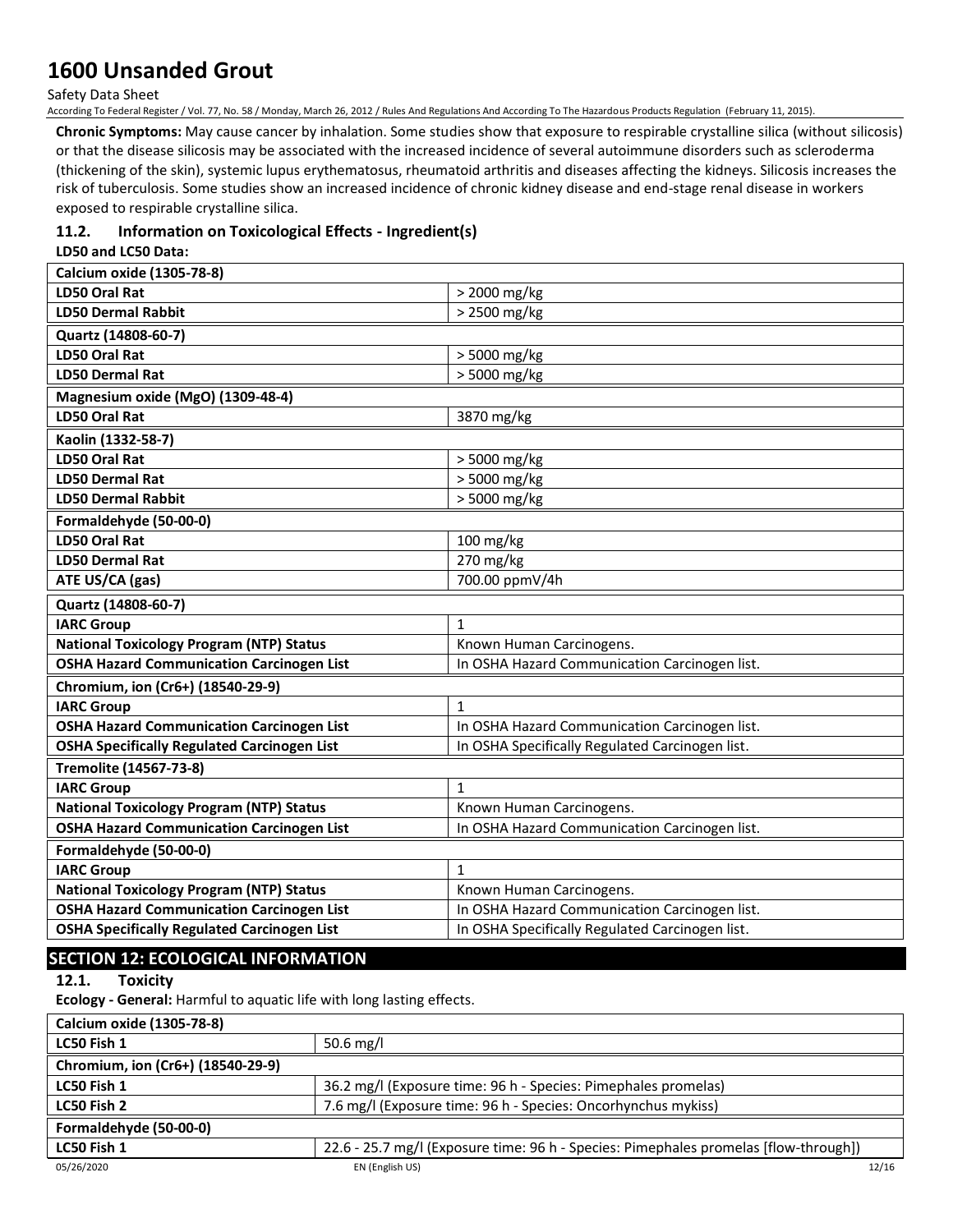**Chronic Symptoms:** May cause cancer by inhalation. Some studies show that exposure to respirable crystalline silica (without silicosis) or that the disease silicosis may be associated with the increased incidence of several autoimmune disorders such as scleroderma (thickening of the skin), systemic lupus erythematosus, rheumatoid arthritis and diseases affecting the kidneys. Silicosis increases the risk of tuberculosis. Some studies show an increased incidence of chronic kidney disease and end-stage renal disease in workers exposed to respirable crystalline silica.

### 11.2. Information on Toxicological Effects - Ingredient(s)

**LD50 and LC50 Data:**

| **Calcium oxide (1305-78-8)** | |
|---|---|
| **LD50 Oral Rat** | > 2000 mg/kg |
| **LD50 Dermal Rabbit** | > 2500 mg/kg |
| **Quartz (14808-60-7)** | |
| **LD50 Oral Rat** | > 5000 mg/kg |
| **LD50 Dermal Rat** | > 5000 mg/kg |
| **Magnesium oxide (MgO) (1309-48-4)** | |
| **LD50 Oral Rat** | 3870 mg/kg |
| **Kaolin (1332-58-7)** | |
| **LD50 Oral Rat** | > 5000 mg/kg |
| **LD50 Dermal Rat** | > 5000 mg/kg |
| **LD50 Dermal Rabbit** | > 5000 mg/kg |
| **Formaldehyde (50-00-0)** | |
| **LD50 Oral Rat** | 100 mg/kg |
| **LD50 Dermal Rat** | 270 mg/kg |
| **ATE US/CA (gas)** | 700.00 ppmV/4h |
| **Quartz (14808-60-7)** | |
| **IARC Group** | 1 |
| **National Toxicology Program (NTP) Status** | Known Human Carcinogens. |
| **OSHA Hazard Communication Carcinogen List** | In OSHA Hazard Communication Carcinogen list. |
| **Chromium, ion (Cr6+) (18540-29-9)** | |
| **IARC Group** | 1 |
| **OSHA Hazard Communication Carcinogen List** | In OSHA Hazard Communication Carcinogen list. |
| **OSHA Specifically Regulated Carcinogen List** | In OSHA Specifically Regulated Carcinogen list. |
| **Tremolite (14567-73-8)** | |
| **IARC Group** | 1 |
| **National Toxicology Program (NTP) Status** | Known Human Carcinogens. |
| **OSHA Hazard Communication Carcinogen List** | In OSHA Hazard Communication Carcinogen list. |
| **Formaldehyde (50-00-0)** | |
| **IARC Group** | 1 |
| **National Toxicology Program (NTP) Status** | Known Human Carcinogens. |
| **OSHA Hazard Communication Carcinogen List** | In OSHA Hazard Communication Carcinogen list. |
| **OSHA Specifically Regulated Carcinogen List** | In OSHA Specifically Regulated Carcinogen list. |

## SECTION 12: ECOLOGICAL INFORMATION

### 12.1. Toxicity

**Ecology - General:** Harmful to aquatic life with long lasting effects.

| **Calcium oxide (1305-78-8)** | |
|---|---|
| **LC50 Fish 1** | 50.6 mg/l |
| **Chromium, ion (Cr6+) (18540-29-9)** | |
| **LC50 Fish 1** | 36.2 mg/l (Exposure time: 96 h - Species: Pimephales promelas) |
| **LC50 Fish 2** | 7.6 mg/l (Exposure time: 96 h - Species: Oncorhynchus mykiss) |
| **Formaldehyde (50-00-0)** | |
| **LC50 Fish 1** | 22.6 - 25.7 mg/l (Exposure time: 96 h - Species: Pimephales promelas [flow-through]) |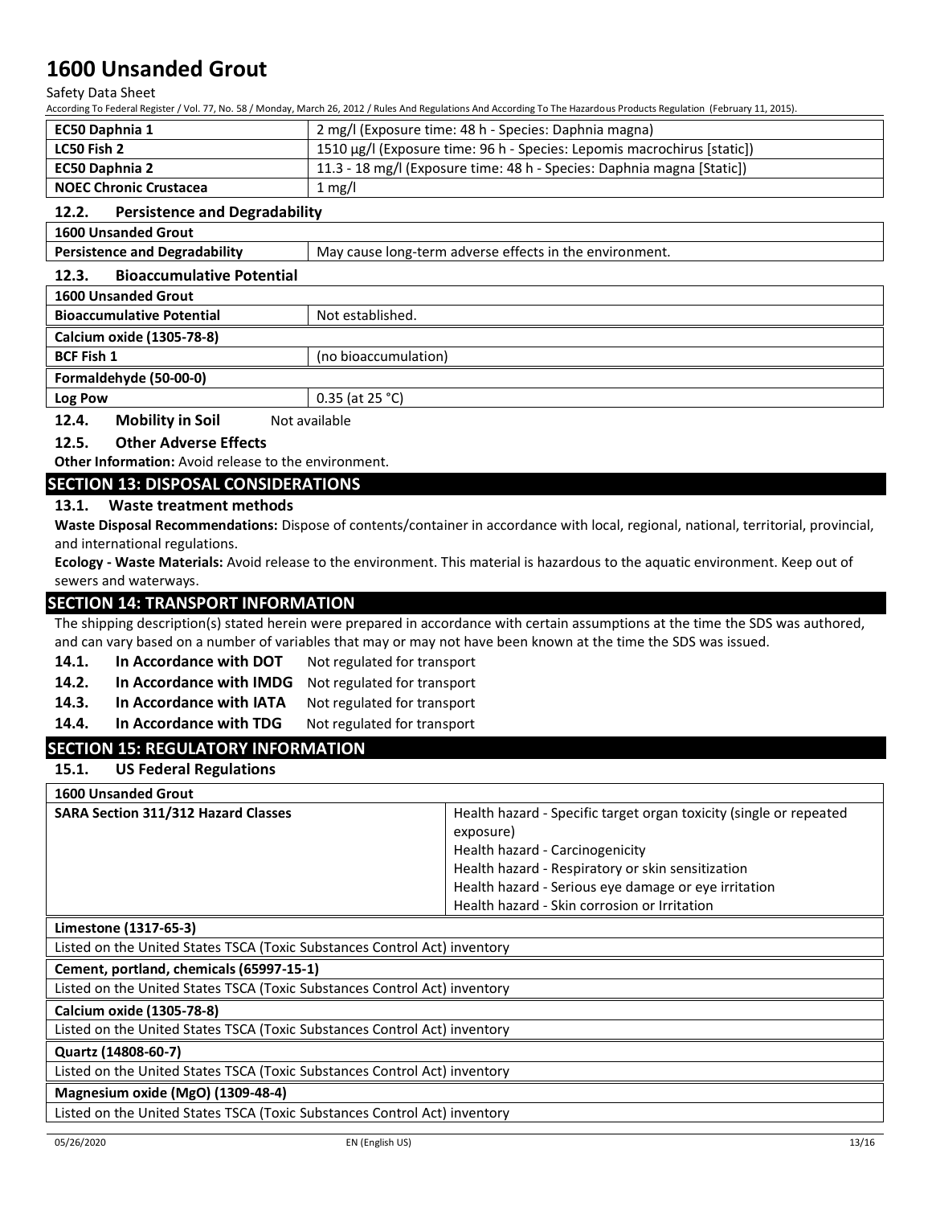| EC50 Daphnia 1 | 2 mg/l (Exposure time: 48 h - Species: Daphnia magna) |
|---|---|
| LC50 Fish 2 | 1510 µg/l (Exposure time: 96 h - Species: Lepomis macrochirus [static]) |
| EC50 Daphnia 2 | 11.3 - 18 mg/l (Exposure time: 48 h - Species: Daphnia magna [Static]) |
| NOEC Chronic Crustacea | 1 mg/l |

### 12.2. Persistence and Degradability

| 1600 Unsanded Grout | |
|---|---|
| Persistence and Degradability | May cause long-term adverse effects in the environment. |

### 12.3. Bioaccumulative Potential

| 1600 Unsanded Grout | |
|---|---|
| Bioaccumulative Potential | Not established. |
| **Calcium oxide (1305-78-8)** | |
| BCF Fish 1 | (no bioaccumulation) |
| **Formaldehyde (50-00-0)** | |
| Log Pow | 0.35 (at 25 °C) |

### 12.4. Mobility in Soil

Not available

### 12.5. Other Adverse Effects

**Other Information:** Avoid release to the environment.

## SECTION 13: DISPOSAL CONSIDERATIONS

### 13.1. Waste treatment methods

**Waste Disposal Recommendations:** Dispose of contents/container in accordance with local, regional, national, territorial, provincial, and international regulations.

**Ecology - Waste Materials:** Avoid release to the environment. This material is hazardous to the aquatic environment. Keep out of sewers and waterways.

## SECTION 14: TRANSPORT INFORMATION

The shipping description(s) stated herein were prepared in accordance with certain assumptions at the time the SDS was authored, and can vary based on a number of variables that may or may not have been known at the time the SDS was issued.

**14.1. In Accordance with DOT** Not regulated for transport

**14.2. In Accordance with IMDG** Not regulated for transport

**14.3. In Accordance with IATA** Not regulated for transport

**14.4. In Accordance with TDG** Not regulated for transport

## SECTION 15: REGULATORY INFORMATION

### 15.1. US Federal Regulations

| 1600 Unsanded Grout | |
|---|---|
| SARA Section 311/312 Hazard Classes | Health hazard - Specific target organ toxicity (single or repeated exposure)<br>Health hazard - Carcinogenicity<br>Health hazard - Respiratory or skin sensitization<br>Health hazard - Serious eye damage or eye irritation<br>Health hazard - Skin corrosion or Irritation |

| Limestone (1317-65-3) |
|---|
| Listed on the United States TSCA (Toxic Substances Control Act) inventory |
| **Cement, portland, chemicals (65997-15-1)** |
| Listed on the United States TSCA (Toxic Substances Control Act) inventory |
| **Calcium oxide (1305-78-8)** |
| Listed on the United States TSCA (Toxic Substances Control Act) inventory |
| **Quartz (14808-60-7)** |
| Listed on the United States TSCA (Toxic Substances Control Act) inventory |
| **Magnesium oxide (MgO) (1309-48-4)** |
| Listed on the United States TSCA (Toxic Substances Control Act) inventory |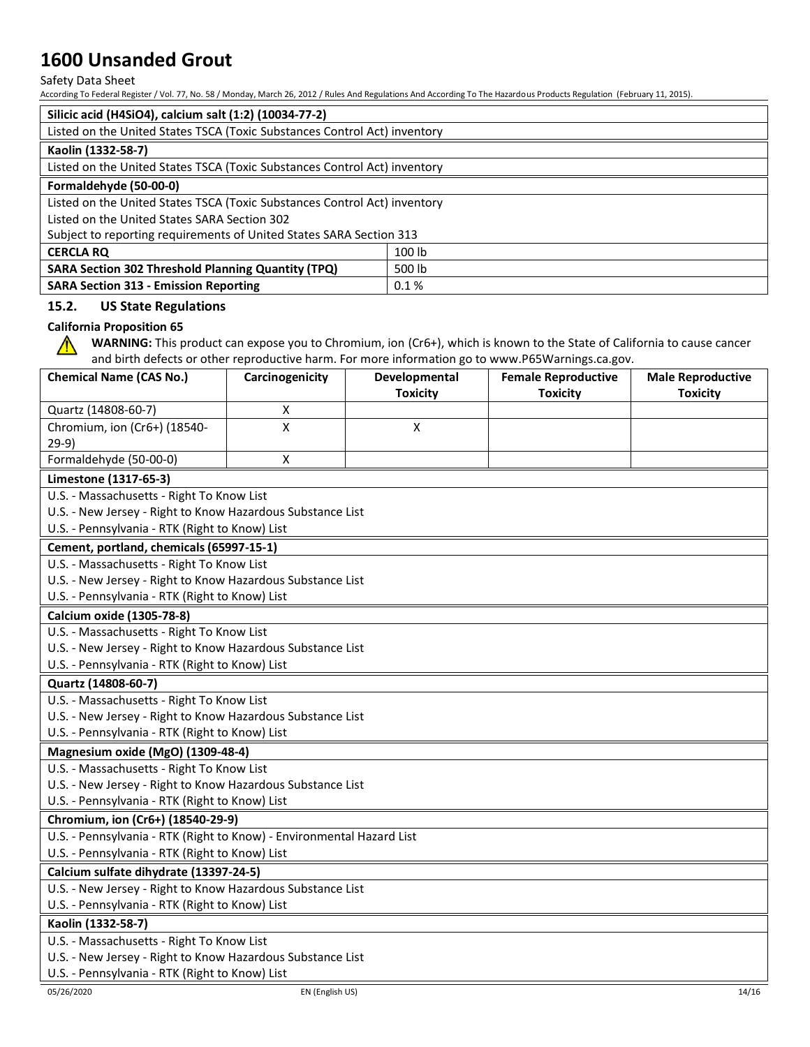| Silicic acid (H4SiO4), calcium salt (1:2) (10034-77-2) | |
|---|---|
| Listed on the United States TSCA (Toxic Substances Control Act) inventory | |

| Kaolin (1332-58-7) | |
|---|---|
| Listed on the United States TSCA (Toxic Substances Control Act) inventory | |

| Formaldehyde (50-00-0) | |
|---|---|
| Listed on the United States TSCA (Toxic Substances Control Act) inventory | |
| Listed on the United States SARA Section 302 | |
| Subject to reporting requirements of United States SARA Section 313 | |
| **CERCLA RQ** | 100 lb |
| **SARA Section 302 Threshold Planning Quantity (TPQ)** | 500 lb |
| **SARA Section 313 - Emission Reporting** | 0.1 % |

### 15.2. US State Regulations

**California Proposition 65**

**WARNING:** This product can expose you to Chromium, ion (Cr6+), which is known to the State of California to cause cancer and birth defects or other reproductive harm. For more information go to www.P65Warnings.ca.gov.

| Chemical Name (CAS No.) | Carcinogenicity | Developmental Toxicity | Female Reproductive Toxicity | Male Reproductive Toxicity |
|---|---|---|---|---|
| Quartz (14808-60-7) | X | | | |
| Chromium, ion (Cr6+) (18540-29-9) | X | X | | |
| Formaldehyde (50-00-0) | X | | | |

| Limestone (1317-65-3) |
|---|
| U.S. - Massachusetts - Right To Know List |
| U.S. - New Jersey - Right to Know Hazardous Substance List |
| U.S. - Pennsylvania - RTK (Right to Know) List |

| Cement, portland, chemicals (65997-15-1) |
|---|
| U.S. - Massachusetts - Right To Know List |
| U.S. - New Jersey - Right to Know Hazardous Substance List |
| U.S. - Pennsylvania - RTK (Right to Know) List |

| Calcium oxide (1305-78-8) |
|---|
| U.S. - Massachusetts - Right To Know List |
| U.S. - New Jersey - Right to Know Hazardous Substance List |
| U.S. - Pennsylvania - RTK (Right to Know) List |

| Quartz (14808-60-7) |
|---|
| U.S. - Massachusetts - Right To Know List |
| U.S. - New Jersey - Right to Know Hazardous Substance List |
| U.S. - Pennsylvania - RTK (Right to Know) List |

| Magnesium oxide (MgO) (1309-48-4) |
|---|
| U.S. - Massachusetts - Right To Know List |
| U.S. - New Jersey - Right to Know Hazardous Substance List |
| U.S. - Pennsylvania - RTK (Right to Know) List |

| Chromium, ion (Cr6+) (18540-29-9) |
|---|
| U.S. - Pennsylvania - RTK (Right to Know) - Environmental Hazard List |
| U.S. - Pennsylvania - RTK (Right to Know) List |

| Calcium sulfate dihydrate (13397-24-5) |
|---|
| U.S. - New Jersey - Right to Know Hazardous Substance List |
| U.S. - Pennsylvania - RTK (Right to Know) List |

| Kaolin (1332-58-7) |
|---|
| U.S. - Massachusetts - Right To Know List |
| U.S. - New Jersey - Right to Know Hazardous Substance List |
| U.S. - Pennsylvania - RTK (Right to Know) List |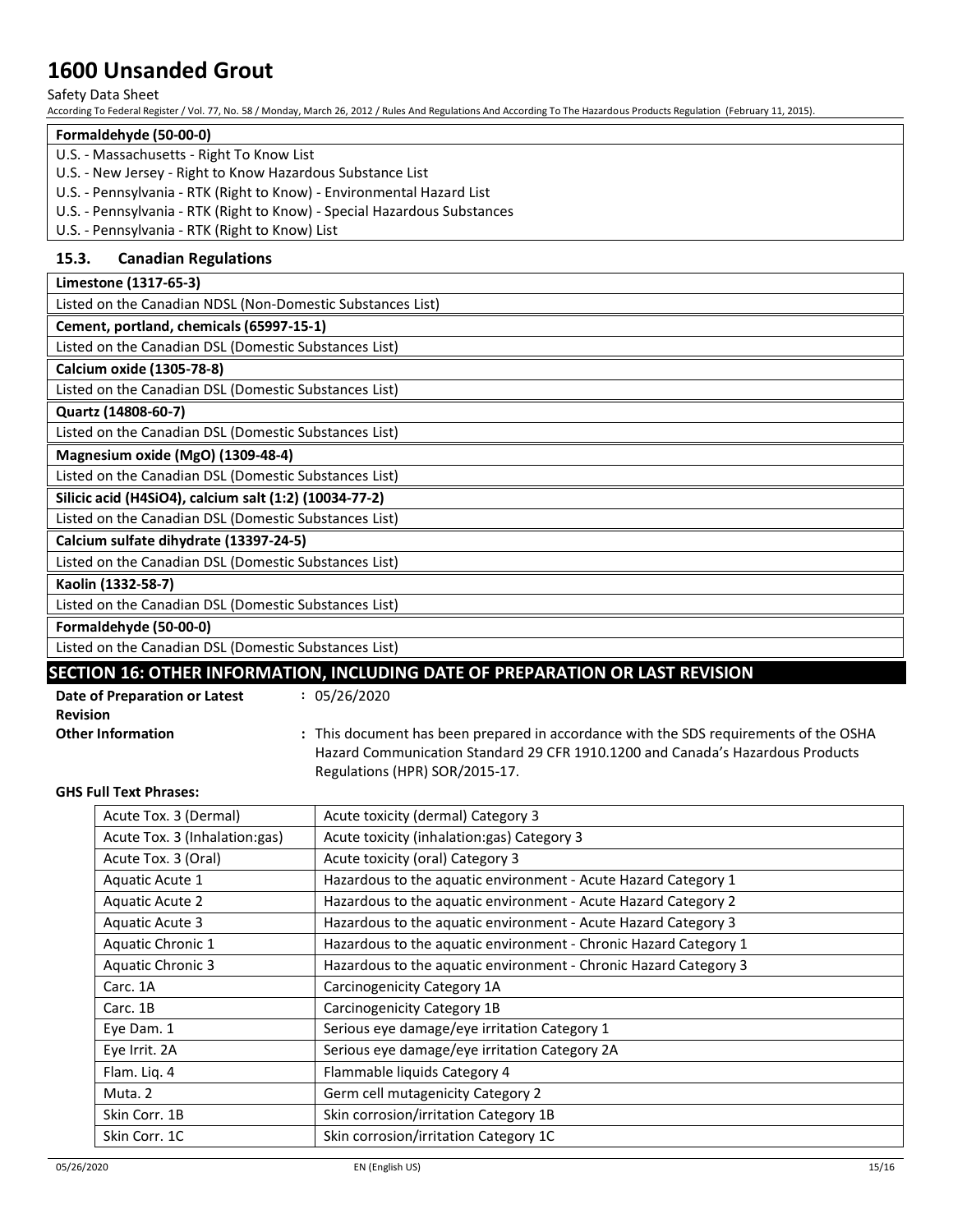| Formaldehyde (50-00-0) |
|---|
| U.S. - Massachusetts - Right To Know List |
| U.S. - New Jersey - Right to Know Hazardous Substance List |
| U.S. - Pennsylvania - RTK (Right to Know) - Environmental Hazard List |
| U.S. - Pennsylvania - RTK (Right to Know) - Special Hazardous Substances |
| U.S. - Pennsylvania - RTK (Right to Know) List |

### 15.3. Canadian Regulations

| Limestone (1317-65-3) |
|---|
| Listed on the Canadian NDSL (Non-Domestic Substances List) |

| Cement, portland, chemicals (65997-15-1) |
|---|
| Listed on the Canadian DSL (Domestic Substances List) |

| Calcium oxide (1305-78-8) |
|---|
| Listed on the Canadian DSL (Domestic Substances List) |

| Quartz (14808-60-7) |
|---|
| Listed on the Canadian DSL (Domestic Substances List) |

| Magnesium oxide (MgO) (1309-48-4) |
|---|
| Listed on the Canadian DSL (Domestic Substances List) |

| Silicic acid (H4SiO4), calcium salt (1:2) (10034-77-2) |
|---|
| Listed on the Canadian DSL (Domestic Substances List) |

| Calcium sulfate dihydrate (13397-24-5) |
|---|
| Listed on the Canadian DSL (Domestic Substances List) |

| Kaolin (1332-58-7) |
|---|
| Listed on the Canadian DSL (Domestic Substances List) |

| Formaldehyde (50-00-0) |
|---|
| Listed on the Canadian DSL (Domestic Substances List) |

## SECTION 16: OTHER INFORMATION, INCLUDING DATE OF PREPARATION OR LAST REVISION

**Date of Preparation or Latest Revision** : 05/26/2020

**Other Information** : This document has been prepared in accordance with the SDS requirements of the OSHA Hazard Communication Standard 29 CFR 1910.1200 and Canada's Hazardous Products Regulations (HPR) SOR/2015-17.

**GHS Full Text Phrases:**

| | |
|---|---|
| Acute Tox. 3 (Dermal) | Acute toxicity (dermal) Category 3 |
| Acute Tox. 3 (Inhalation:gas) | Acute toxicity (inhalation:gas) Category 3 |
| Acute Tox. 3 (Oral) | Acute toxicity (oral) Category 3 |
| Aquatic Acute 1 | Hazardous to the aquatic environment - Acute Hazard Category 1 |
| Aquatic Acute 2 | Hazardous to the aquatic environment - Acute Hazard Category 2 |
| Aquatic Acute 3 | Hazardous to the aquatic environment - Acute Hazard Category 3 |
| Aquatic Chronic 1 | Hazardous to the aquatic environment - Chronic Hazard Category 1 |
| Aquatic Chronic 3 | Hazardous to the aquatic environment - Chronic Hazard Category 3 |
| Carc. 1A | Carcinogenicity Category 1A |
| Carc. 1B | Carcinogenicity Category 1B |
| Eye Dam. 1 | Serious eye damage/eye irritation Category 1 |
| Eye Irrit. 2A | Serious eye damage/eye irritation Category 2A |
| Flam. Liq. 4 | Flammable liquids Category 4 |
| Muta. 2 | Germ cell mutagenicity Category 2 |
| Skin Corr. 1B | Skin corrosion/irritation Category 1B |
| Skin Corr. 1C | Skin corrosion/irritation Category 1C |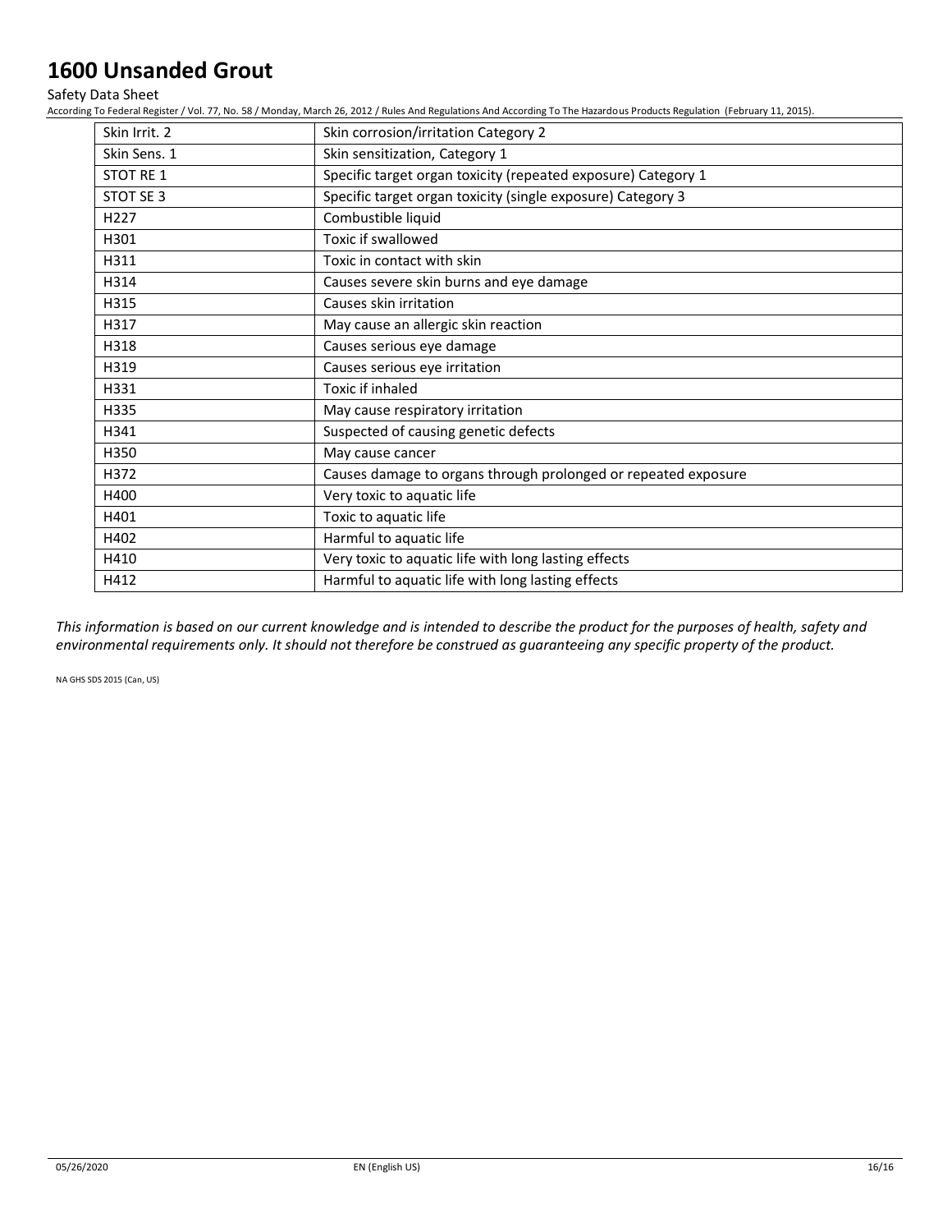| | |
|---|---|
| Skin Irrit. 2 | Skin corrosion/irritation Category 2 |
| Skin Sens. 1 | Skin sensitization, Category 1 |
| STOT RE 1 | Specific target organ toxicity (repeated exposure) Category 1 |
| STOT SE 3 | Specific target organ toxicity (single exposure) Category 3 |
| H227 | Combustible liquid |
| H301 | Toxic if swallowed |
| H311 | Toxic in contact with skin |
| H314 | Causes severe skin burns and eye damage |
| H315 | Causes skin irritation |
| H317 | May cause an allergic skin reaction |
| H318 | Causes serious eye damage |
| H319 | Causes serious eye irritation |
| H331 | Toxic if inhaled |
| H335 | May cause respiratory irritation |
| H341 | Suspected of causing genetic defects |
| H350 | May cause cancer |
| H372 | Causes damage to organs through prolonged or repeated exposure |
| H400 | Very toxic to aquatic life |
| H401 | Toxic to aquatic life |
| H402 | Harmful to aquatic life |
| H410 | Very toxic to aquatic life with long lasting effects |
| H412 | Harmful to aquatic life with long lasting effects |

*This information is based on our current knowledge and is intended to describe the product for the purposes of health, safety and environmental requirements only. It should not therefore be construed as guaranteeing any specific property of the product.*

NA GHS SDS 2015 (Can, US)